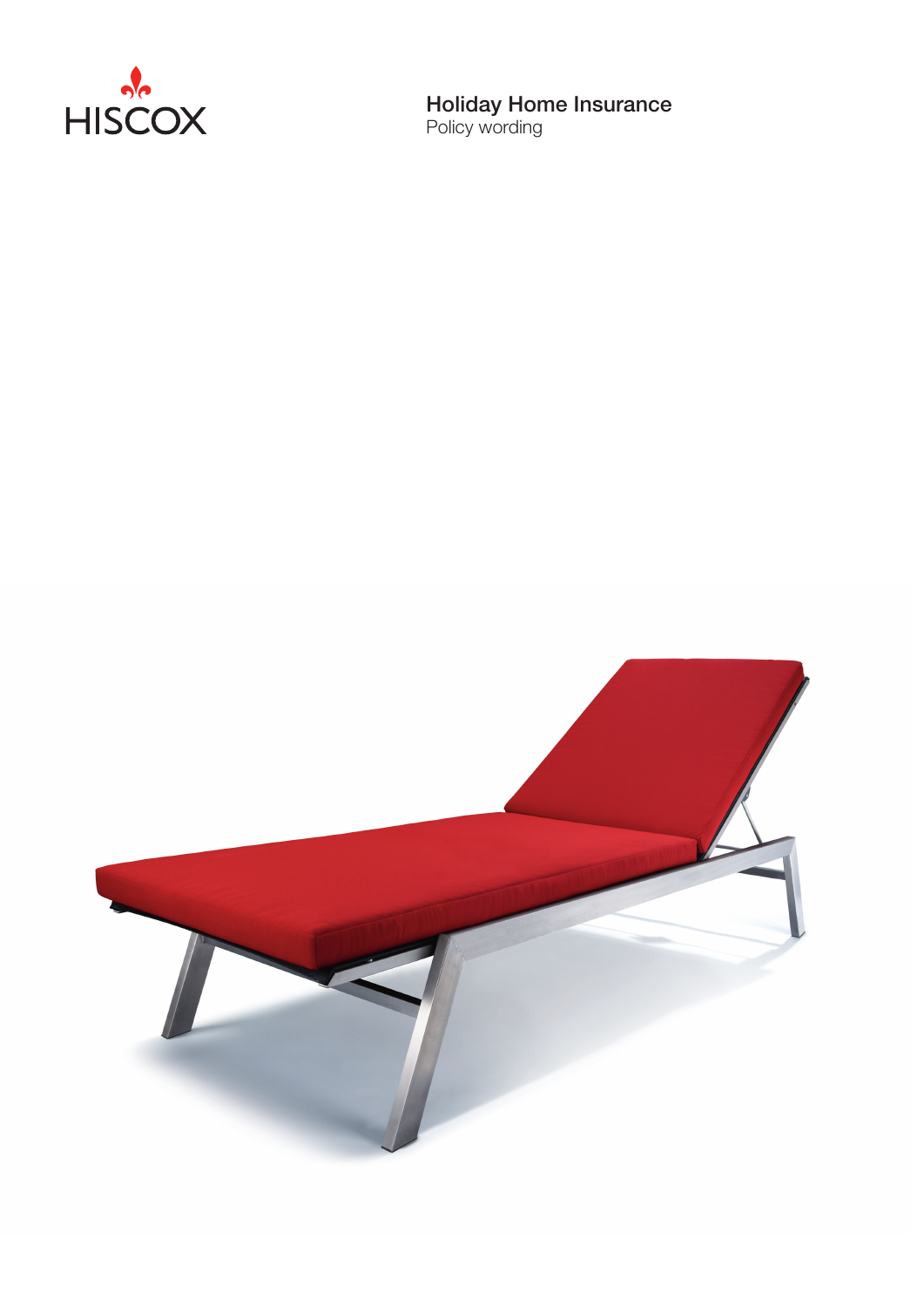HISCOX

# Holiday Home Insurance

Policy wording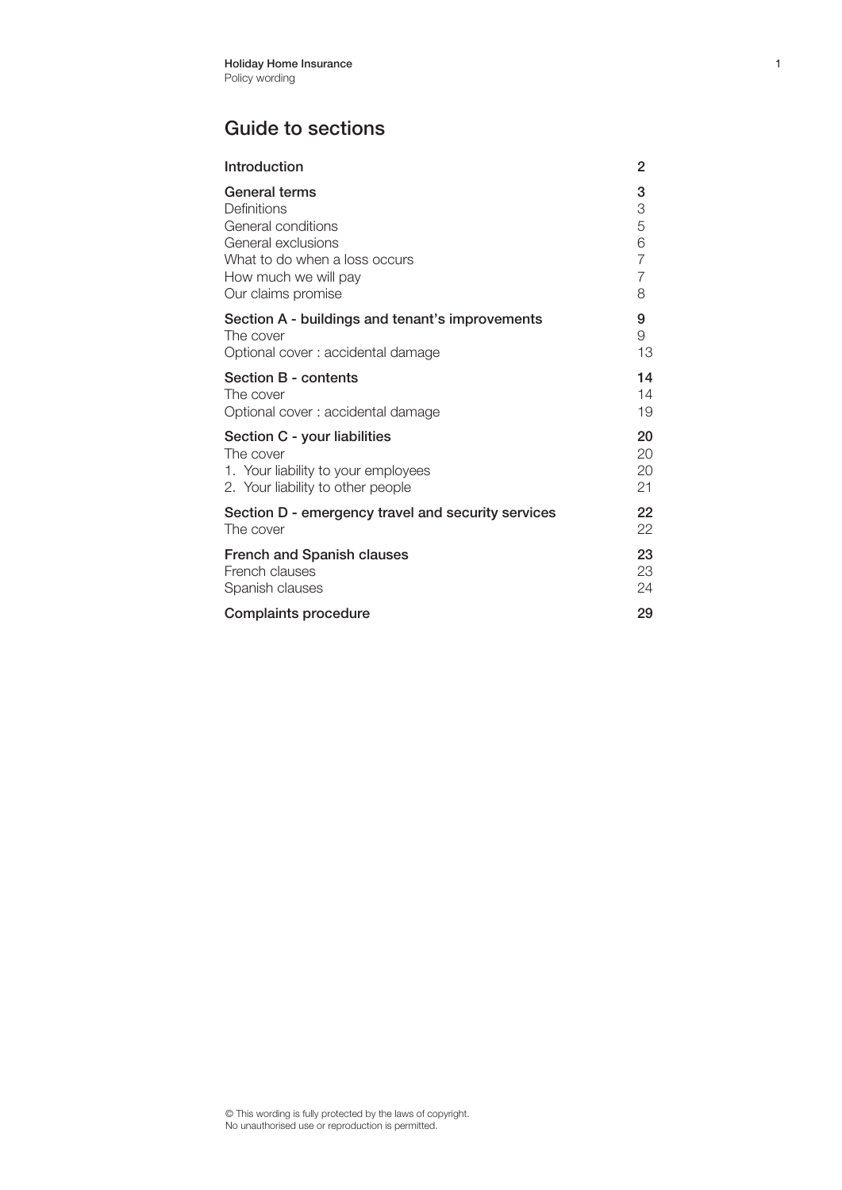## Guide to sections

| | |
|---|---|
| **Introduction** | **2** |
| **General terms** | **3** |
| Definitions | 3 |
| General conditions | 5 |
| General exclusions | 6 |
| What to do when a loss occurs | 7 |
| How much we will pay | 7 |
| Our claims promise | 8 |
| **Section A - buildings and tenant's improvements** | **9** |
| The cover | 9 |
| Optional cover : accidental damage | 13 |
| **Section B - contents** | **14** |
| The cover | 14 |
| Optional cover : accidental damage | 19 |
| **Section C - your liabilities** | **20** |
| The cover | 20 |
| 1. Your liability to your employees | 20 |
| 2. Your liability to other people | 21 |
| **Section D - emergency travel and security services** | **22** |
| The cover | 22 |
| **French and Spanish clauses** | **23** |
| French clauses | 23 |
| Spanish clauses | 24 |
| **Complaints procedure** | **29** |

© This wording is fully protected by the laws of copyright.
No unauthorised use or reproduction is permitted.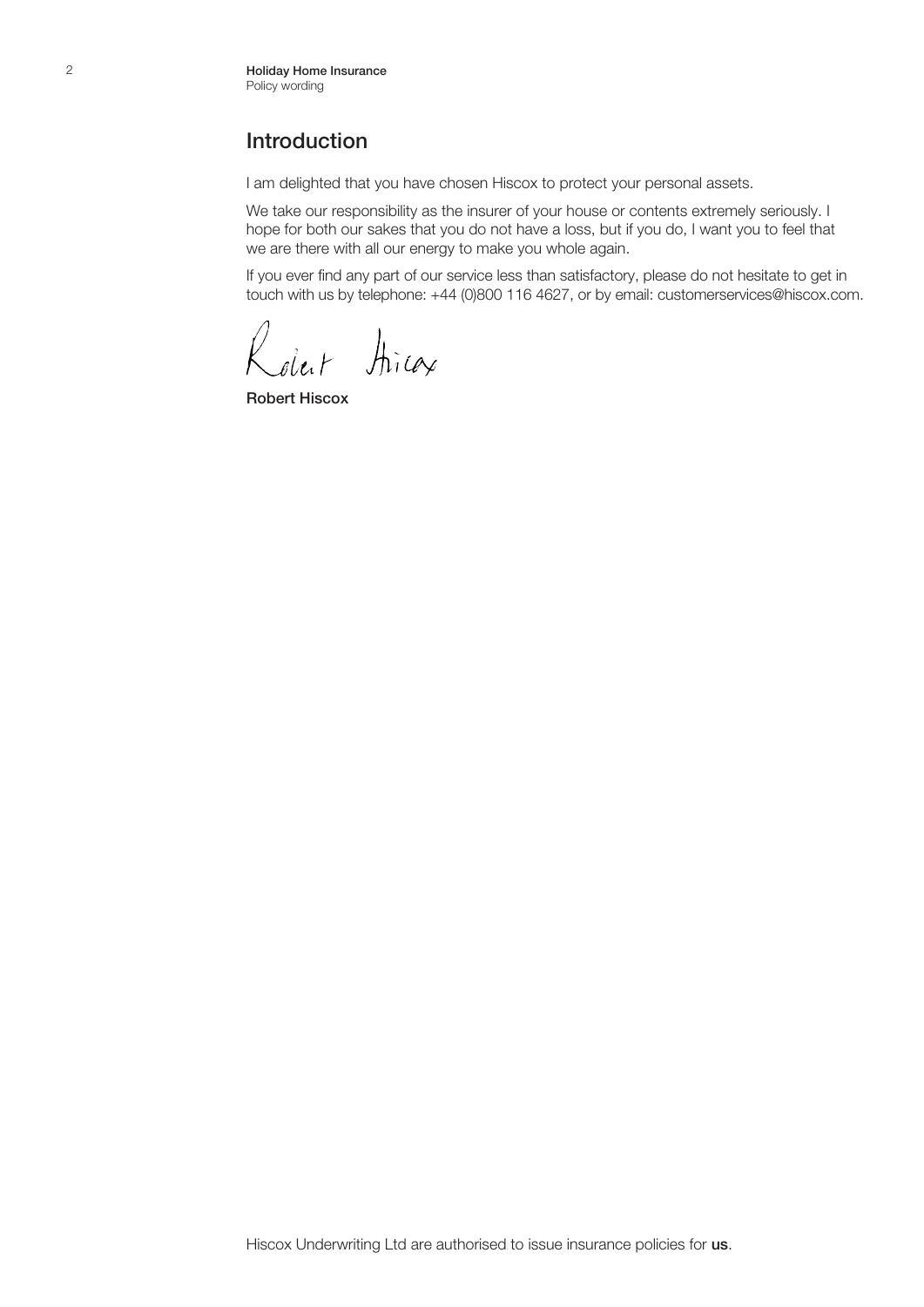## Introduction

I am delighted that you have chosen Hiscox to protect your personal assets.

We take our responsibility as the insurer of your house or contents extremely seriously. I hope for both our sakes that you do not have a loss, but if you do, I want you to feel that we are there with all our energy to make you whole again.

If you ever find any part of our service less than satisfactory, please do not hesitate to get in touch with us by telephone: +44 (0)800 116 4627, or by email: customerservices@hiscox.com.

**Robert Hiscox**

Hiscox Underwriting Ltd are authorised to issue insurance policies for **us**.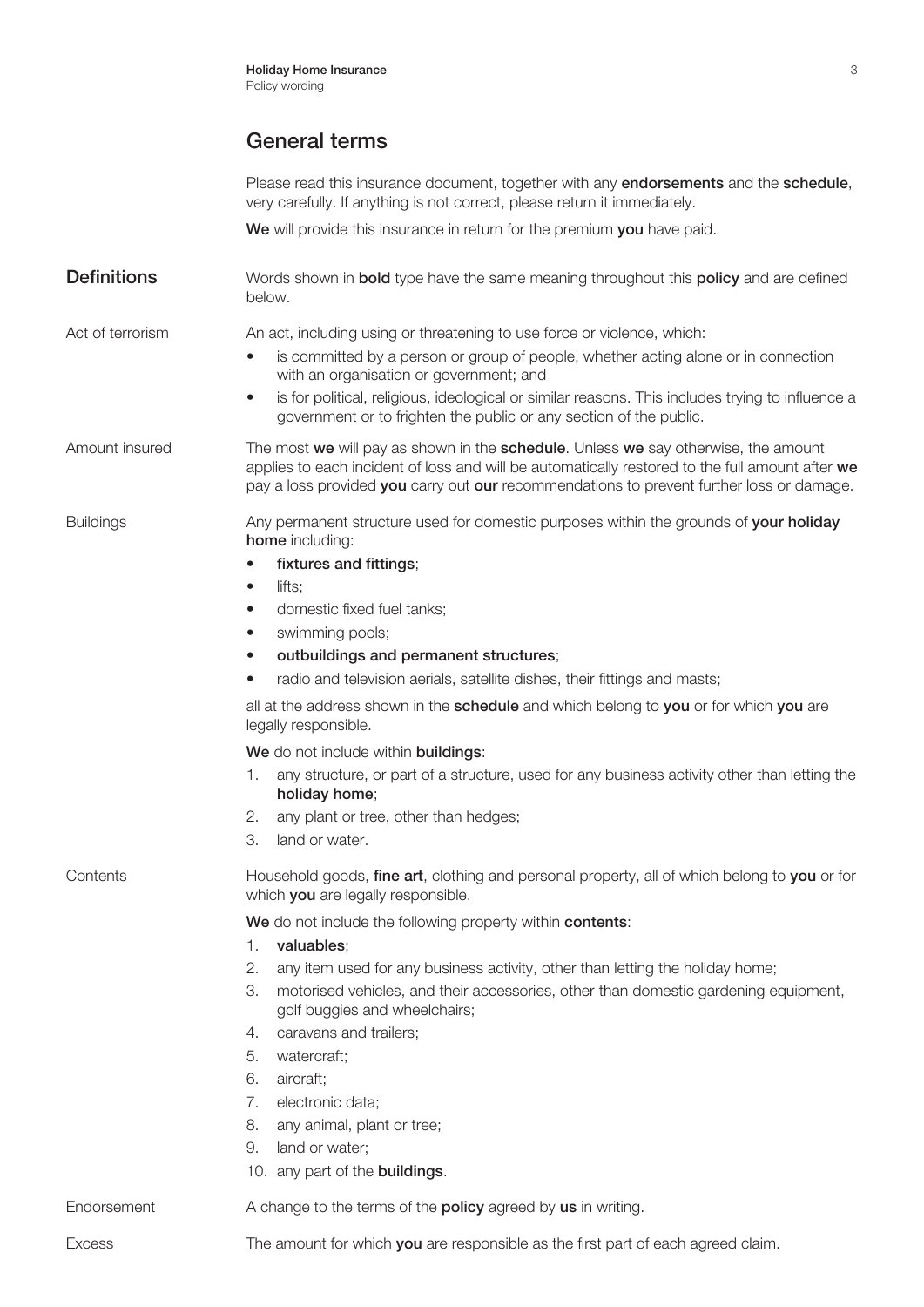## General terms

Please read this insurance document, together with any **endorsements** and the **schedule**, very carefully. If anything is not correct, please return it immediately.

**We** will provide this insurance in return for the premium **you** have paid.

### Definitions

Words shown in **bold** type have the same meaning throughout this **policy** and are defined below.

**Act of terrorism**

An act, including using or threatening to use force or violence, which:

- is committed by a person or group of people, whether acting alone or in connection with an organisation or government; and
- is for political, religious, ideological or similar reasons. This includes trying to influence a government or to frighten the public or any section of the public.

**Amount insured**

The most **we** will pay as shown in the **schedule**. Unless **we** say otherwise, the amount applies to each incident of loss and will be automatically restored to the full amount after **we** pay a loss provided **you** carry out **our** recommendations to prevent further loss or damage.

**Buildings**

Any permanent structure used for domestic purposes within the grounds of **your holiday home** including:

- **fixtures and fittings**;
- lifts;
- domestic fixed fuel tanks;
- swimming pools;
- **outbuildings and permanent structures**;
- radio and television aerials, satellite dishes, their fittings and masts;

all at the address shown in the **schedule** and which belong to **you** or for which **you** are legally responsible.

**We** do not include within **buildings**:

1. any structure, or part of a structure, used for any business activity other than letting the **holiday home**;
2. any plant or tree, other than hedges;
3. land or water.

**Contents**

Household goods, **fine art**, clothing and personal property, all of which belong to **you** or for which **you** are legally responsible.

**We** do not include the following property within **contents**:

1. **valuables**;
2. any item used for any business activity, other than letting the holiday home;
3. motorised vehicles, and their accessories, other than domestic gardening equipment, golf buggies and wheelchairs;
4. caravans and trailers;
5. watercraft;
6. aircraft;
7. electronic data;
8. any animal, plant or tree;
9. land or water;
10. any part of the **buildings**.

**Endorsement**

A change to the terms of the **policy** agreed by **us** in writing.

**Excess**

The amount for which **you** are responsible as the first part of each agreed claim.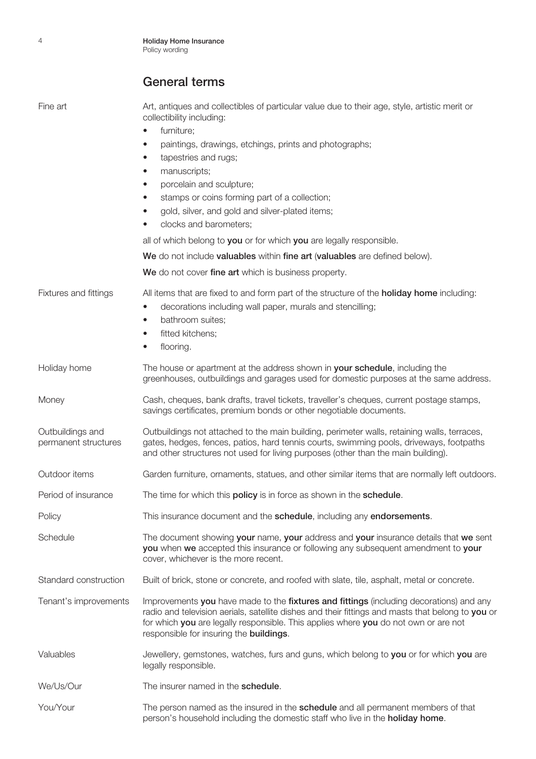## General terms

**Fine art**

Art, antiques and collectibles of particular value due to their age, style, artistic merit or collectibility including:

- furniture;
- paintings, drawings, etchings, prints and photographs;
- tapestries and rugs;
- manuscripts;
- porcelain and sculpture;
- stamps or coins forming part of a collection;
- gold, silver, and gold and silver-plated items;
- clocks and barometers;

all of which belong to **you** or for which **you** are legally responsible.

**We** do not include **valuables** within **fine art** (**valuables** are defined below).

**We** do not cover **fine art** which is business property.

**Fixtures and fittings**

All items that are fixed to and form part of the structure of the **holiday home** including:

- decorations including wall paper, murals and stencilling;
- bathroom suites;
- fitted kitchens;
- flooring.

**Holiday home**

The house or apartment at the address shown in **your schedule**, including the greenhouses, outbuildings and garages used for domestic purposes at the same address.

**Money**

Cash, cheques, bank drafts, travel tickets, traveller's cheques, current postage stamps, savings certificates, premium bonds or other negotiable documents.

**Outbuildings and permanent structures**

Outbuildings not attached to the main building, perimeter walls, retaining walls, terraces, gates, hedges, fences, patios, hard tennis courts, swimming pools, driveways, footpaths and other structures not used for living purposes (other than the main building).

**Outdoor items**

Garden furniture, ornaments, statues, and other similar items that are normally left outdoors.

**Period of insurance**

The time for which this **policy** is in force as shown in the **schedule**.

**Policy**

This insurance document and the **schedule**, including any **endorsements**.

**Schedule**

The document showing **your** name, **your** address and **your** insurance details that **we** sent **you** when **we** accepted this insurance or following any subsequent amendment to **your** cover, whichever is the more recent.

**Standard construction**

Built of brick, stone or concrete, and roofed with slate, tile, asphalt, metal or concrete.

**Tenant's improvements**

Improvements **you** have made to the **fixtures and fittings** (including decorations) and any radio and television aerials, satellite dishes and their fittings and masts that belong to **you** or for which **you** are legally responsible. This applies where **you** do not own or are not responsible for insuring the **buildings**.

**Valuables**

Jewellery, gemstones, watches, furs and guns, which belong to **you** or for which **you** are legally responsible.

**We/Us/Our**

The insurer named in the **schedule**.

**You/Your**

The person named as the insured in the **schedule** and all permanent members of that person's household including the domestic staff who live in the **holiday home**.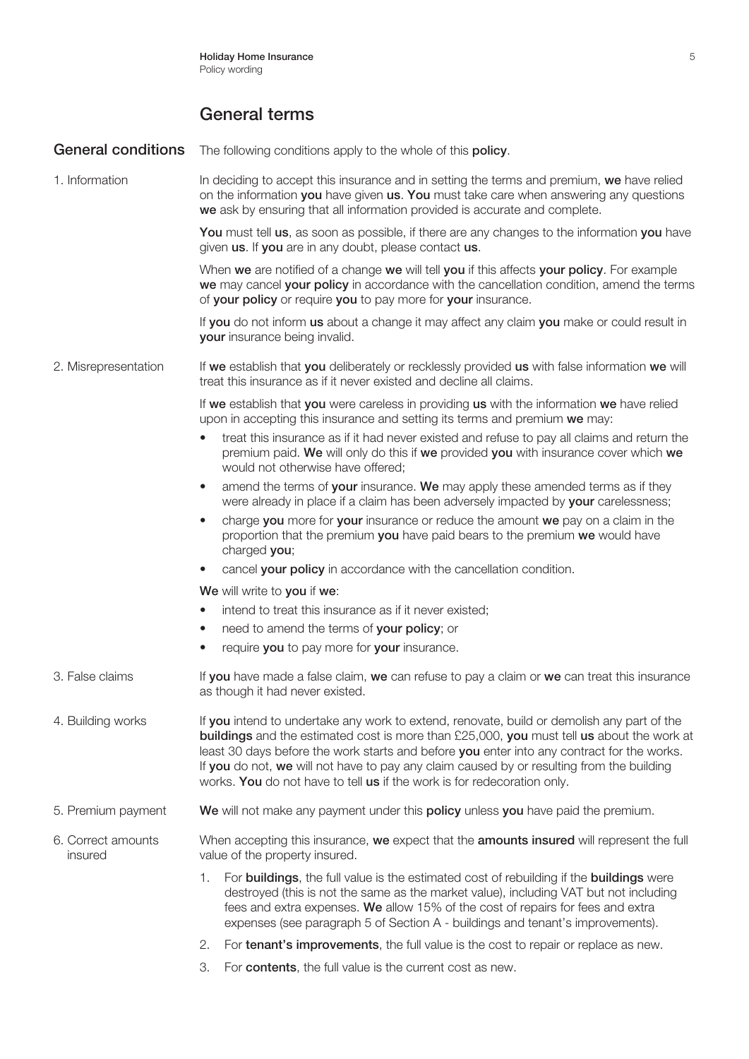## General terms

### General conditions

The following conditions apply to the whole of this **policy**.

**1. Information**

In deciding to accept this insurance and in setting the terms and premium, **we** have relied on the information **you** have given **us**. **You** must take care when answering any questions **we** ask by ensuring that all information provided is accurate and complete.

**You** must tell **us**, as soon as possible, if there are any changes to the information **you** have given **us**. If **you** are in any doubt, please contact **us**.

When **we** are notified of a change **we** will tell **you** if this affects **your policy**. For example **we** may cancel **your policy** in accordance with the cancellation condition, amend the terms of **your policy** or require **you** to pay more for **your** insurance.

If **you** do not inform **us** about a change it may affect any claim **you** make or could result in **your** insurance being invalid.

**2. Misrepresentation**

If **we** establish that **you** deliberately or recklessly provided **us** with false information **we** will treat this insurance as if it never existed and decline all claims.

If **we** establish that **you** were careless in providing **us** with the information **we** have relied upon in accepting this insurance and setting its terms and premium **we** may:

- treat this insurance as if it had never existed and refuse to pay all claims and return the premium paid. **We** will only do this if **we** provided **you** with insurance cover which **we** would not otherwise have offered;
- amend the terms of **your** insurance. **We** may apply these amended terms as if they were already in place if a claim has been adversely impacted by **your** carelessness;
- charge **you** more for **your** insurance or reduce the amount **we** pay on a claim in the proportion that the premium **you** have paid bears to the premium **we** would have charged **you**;
- cancel **your policy** in accordance with the cancellation condition.

**We** will write to **you** if **we**:

- intend to treat this insurance as if it never existed;
- need to amend the terms of **your policy**; or
- require **you** to pay more for **your** insurance.

**3. False claims**

If **you** have made a false claim, **we** can refuse to pay a claim or **we** can treat this insurance as though it had never existed.

**4. Building works**

If **you** intend to undertake any work to extend, renovate, build or demolish any part of the **buildings** and the estimated cost is more than £25,000, **you** must tell **us** about the work at least 30 days before the work starts and before **you** enter into any contract for the works. If **you** do not, **we** will not have to pay any claim caused by or resulting from the building works. **You** do not have to tell **us** if the work is for redecoration only.

**5. Premium payment**

**We** will not make any payment under this **policy** unless **you** have paid the premium.

**6. Correct amounts insured**

When accepting this insurance, **we** expect that the **amounts insured** will represent the full value of the property insured.

1. For **buildings**, the full value is the estimated cost of rebuilding if the **buildings** were destroyed (this is not the same as the market value), including VAT but not including fees and extra expenses. **We** allow 15% of the cost of repairs for fees and extra expenses (see paragraph 5 of Section A - buildings and tenant's improvements).
2. For **tenant's improvements**, the full value is the cost to repair or replace as new.
3. For **contents**, the full value is the current cost as new.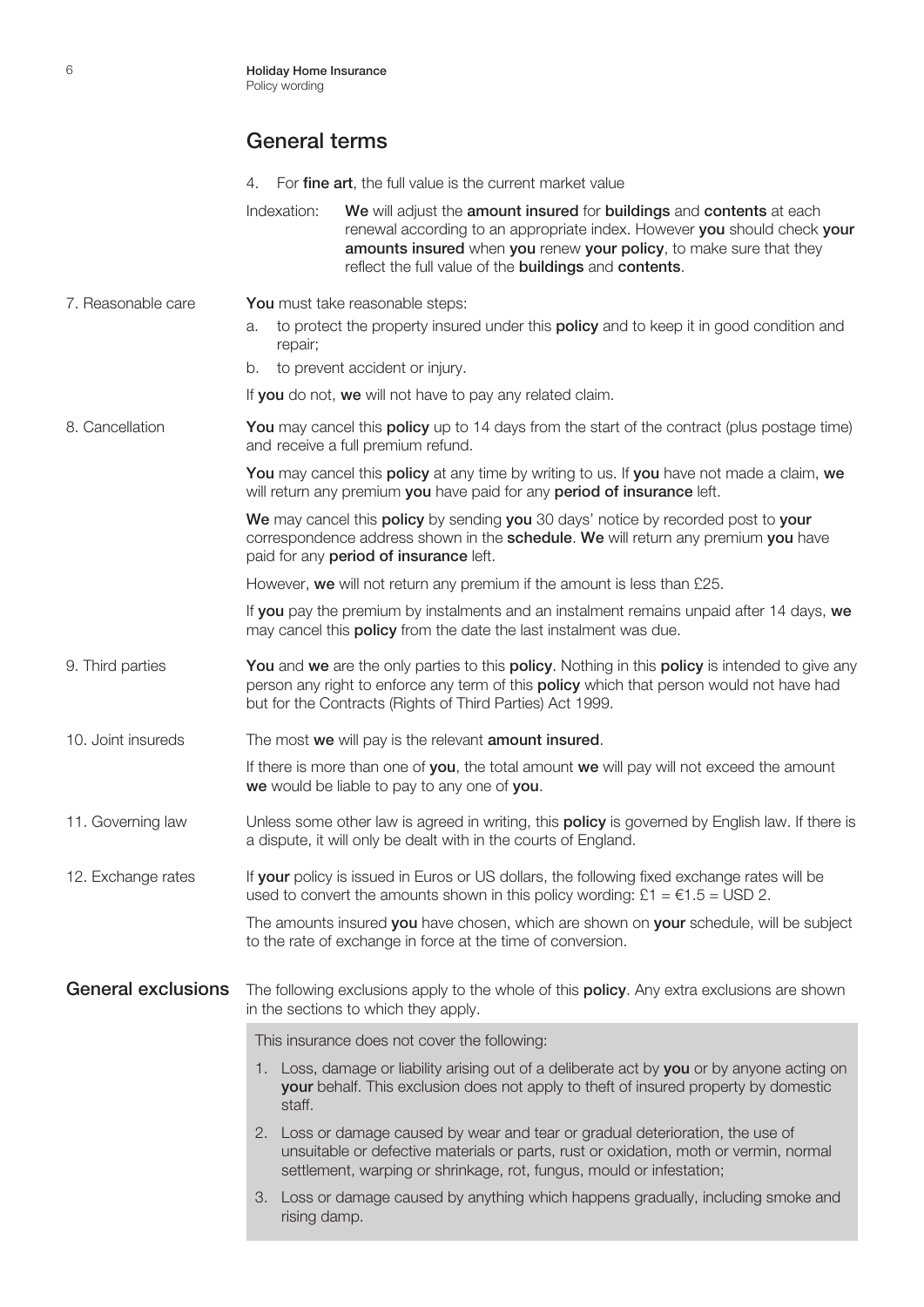## General terms

4. For **fine art**, the full value is the current market value

Indexation: **We** will adjust the **amount insured** for **buildings** and **contents** at each renewal according to an appropriate index. However **you** should check **your amounts insured** when **you** renew **your policy**, to make sure that they reflect the full value of the **buildings** and **contents**.

**7. Reasonable care**

**You** must take reasonable steps:

a. to protect the property insured under this **policy** and to keep it in good condition and repair;
b. to prevent accident or injury.

If **you** do not, **we** will not have to pay any related claim.

**8. Cancellation**

**You** may cancel this **policy** up to 14 days from the start of the contract (plus postage time) and receive a full premium refund.

**You** may cancel this **policy** at any time by writing to us. If **you** have not made a claim, **we** will return any premium **you** have paid for any **period of insurance** left.

**We** may cancel this **policy** by sending **you** 30 days' notice by recorded post to **your** correspondence address shown in the **schedule**. **We** will return any premium **you** have paid for any **period of insurance** left.

However, **we** will not return any premium if the amount is less than £25.

If **you** pay the premium by instalments and an instalment remains unpaid after 14 days, **we** may cancel this **policy** from the date the last instalment was due.

**9. Third parties**

**You** and **we** are the only parties to this **policy**. Nothing in this **policy** is intended to give any person any right to enforce any term of this **policy** which that person would not have had but for the Contracts (Rights of Third Parties) Act 1999.

**10. Joint insureds**

The most **we** will pay is the relevant **amount insured**.

If there is more than one of **you**, the total amount **we** will pay will not exceed the amount **we** would be liable to pay to any one of **you**.

**11. Governing law**

Unless some other law is agreed in writing, this **policy** is governed by English law. If there is a dispute, it will only be dealt with in the courts of England.

**12. Exchange rates**

If **your** policy is issued in Euros or US dollars, the following fixed exchange rates will be used to convert the amounts shown in this policy wording: £1 = €1.5 = USD 2.

The amounts insured **you** have chosen, which are shown on **your** schedule, will be subject to the rate of exchange in force at the time of conversion.

## General exclusions

The following exclusions apply to the whole of this **policy**. Any extra exclusions are shown in the sections to which they apply.

This insurance does not cover the following:

1. Loss, damage or liability arising out of a deliberate act by **you** or by anyone acting on **your** behalf. This exclusion does not apply to theft of insured property by domestic staff.
2. Loss or damage caused by wear and tear or gradual deterioration, the use of unsuitable or defective materials or parts, rust or oxidation, moth or vermin, normal settlement, warping or shrinkage, rot, fungus, mould or infestation;
3. Loss or damage caused by anything which happens gradually, including smoke and rising damp.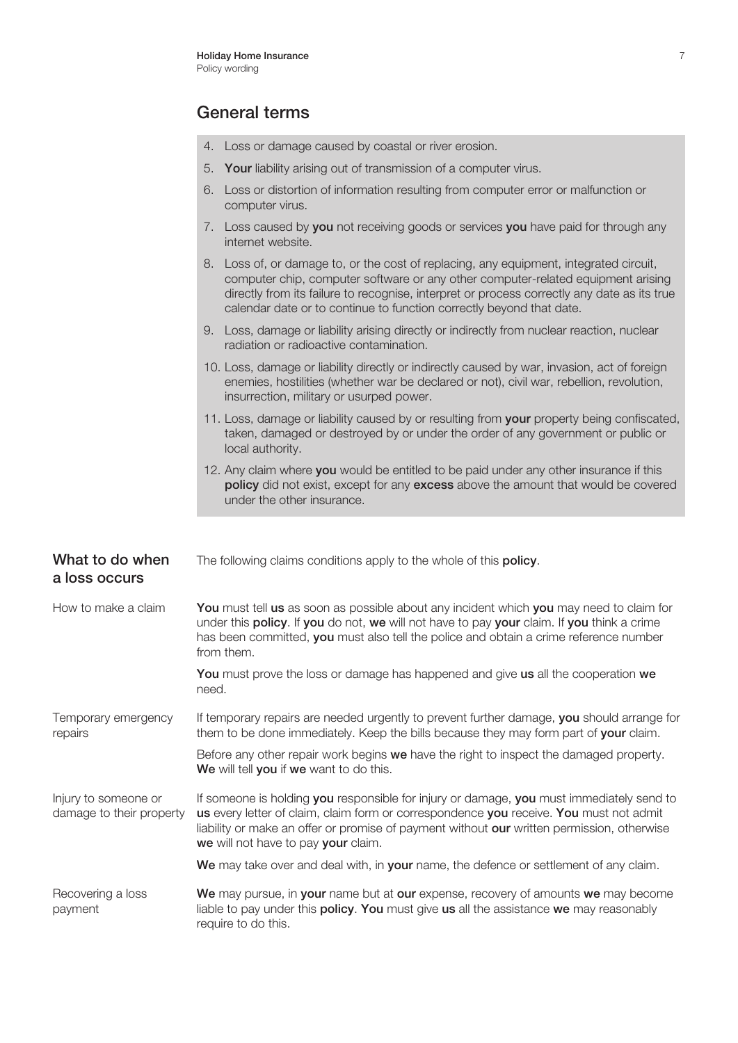## General terms

4. Loss or damage caused by coastal or river erosion.
5. **Your** liability arising out of transmission of a computer virus.
6. Loss or distortion of information resulting from computer error or malfunction or computer virus.
7. Loss caused by **you** not receiving goods or services **you** have paid for through any internet website.
8. Loss of, or damage to, or the cost of replacing, any equipment, integrated circuit, computer chip, computer software or any other computer-related equipment arising directly from its failure to recognise, interpret or process correctly any date as its true calendar date or to continue to function correctly beyond that date.
9. Loss, damage or liability arising directly or indirectly from nuclear reaction, nuclear radiation or radioactive contamination.
10. Loss, damage or liability directly or indirectly caused by war, invasion, act of foreign enemies, hostilities (whether war be declared or not), civil war, rebellion, revolution, insurrection, military or usurped power.
11. Loss, damage or liability caused by or resulting from **your** property being confiscated, taken, damaged or destroyed by or under the order of any government or public or local authority.
12. Any claim where **you** would be entitled to be paid under any other insurance if this **policy** did not exist, except for any **excess** above the amount that would be covered under the other insurance.

## What to do when a loss occurs

The following claims conditions apply to the whole of this **policy**.

### How to make a claim

**You** must tell **us** as soon as possible about any incident which **you** may need to claim for under this **policy**. If **you** do not, **we** will not have to pay **your** claim. If **you** think a crime has been committed, **you** must also tell the police and obtain a crime reference number from them.

**You** must prove the loss or damage has happened and give **us** all the cooperation **we** need.

### Temporary emergency repairs

If temporary repairs are needed urgently to prevent further damage, **you** should arrange for them to be done immediately. Keep the bills because they may form part of **your** claim.

Before any other repair work begins **we** have the right to inspect the damaged property. **We** will tell **you** if **we** want to do this.

### Injury to someone or damage to their property

If someone is holding **you** responsible for injury or damage, **you** must immediately send to **us** every letter of claim, claim form or correspondence **you** receive. **You** must not admit liability or make an offer or promise of payment without **our** written permission, otherwise **we** will not have to pay **your** claim.

**We** may take over and deal with, in **your** name, the defence or settlement of any claim.

### Recovering a loss payment

**We** may pursue, in **your** name but at **our** expense, recovery of amounts **we** may become liable to pay under this **policy**. **You** must give **us** all the assistance **we** may reasonably require to do this.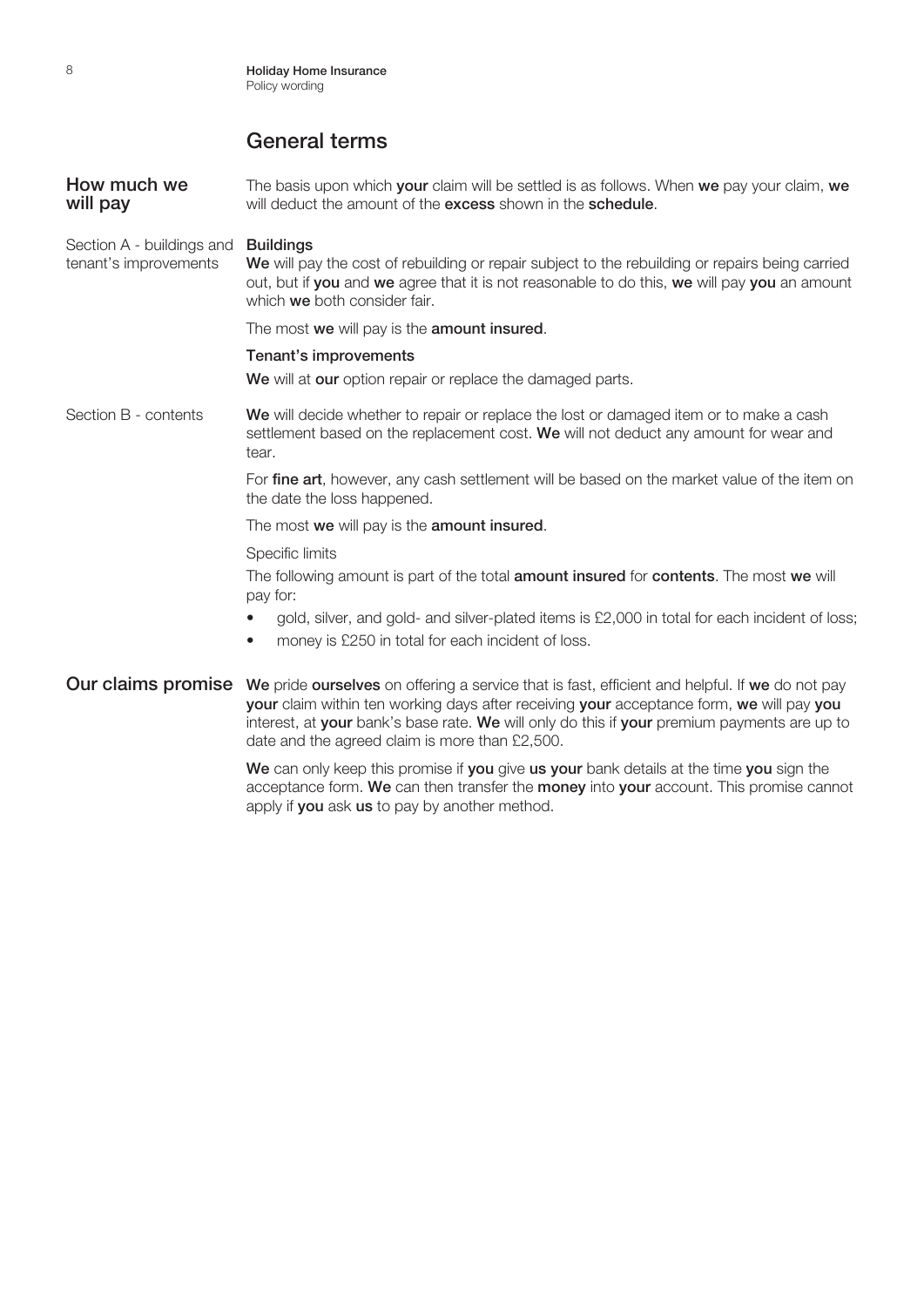## General terms

### How much we will pay

The basis upon which **your** claim will be settled is as follows. When **we** pay your claim, **we** will deduct the amount of the **excess** shown in the **schedule**.

#### Section A - buildings and tenant's improvements

**Buildings**

**We** will pay the cost of rebuilding or repair subject to the rebuilding or repairs being carried out, but if **you** and **we** agree that it is not reasonable to do this, **we** will pay **you** an amount which **we** both consider fair.

The most **we** will pay is the **amount insured**.

**Tenant's improvements**

**We** will at **our** option repair or replace the damaged parts.

#### Section B - contents

**We** will decide whether to repair or replace the lost or damaged item or to make a cash settlement based on the replacement cost. **We** will not deduct any amount for wear and tear.

For **fine art**, however, any cash settlement will be based on the market value of the item on the date the loss happened.

The most **we** will pay is the **amount insured**.

Specific limits

The following amount is part of the total **amount insured** for **contents**. The most **we** will pay for:

- gold, silver, and gold- and silver-plated items is £2,000 in total for each incident of loss;
- money is £250 in total for each incident of loss.

### Our claims promise

**We** pride **ourselves** on offering a service that is fast, efficient and helpful. If **we** do not pay **your** claim within ten working days after receiving **your** acceptance form, **we** will pay **you** interest, at **your** bank's base rate. **We** will only do this if **your** premium payments are up to date and the agreed claim is more than £2,500.

**We** can only keep this promise if **you** give **us your** bank details at the time **you** sign the acceptance form. **We** can then transfer the **money** into **your** account. This promise cannot apply if **you** ask **us** to pay by another method.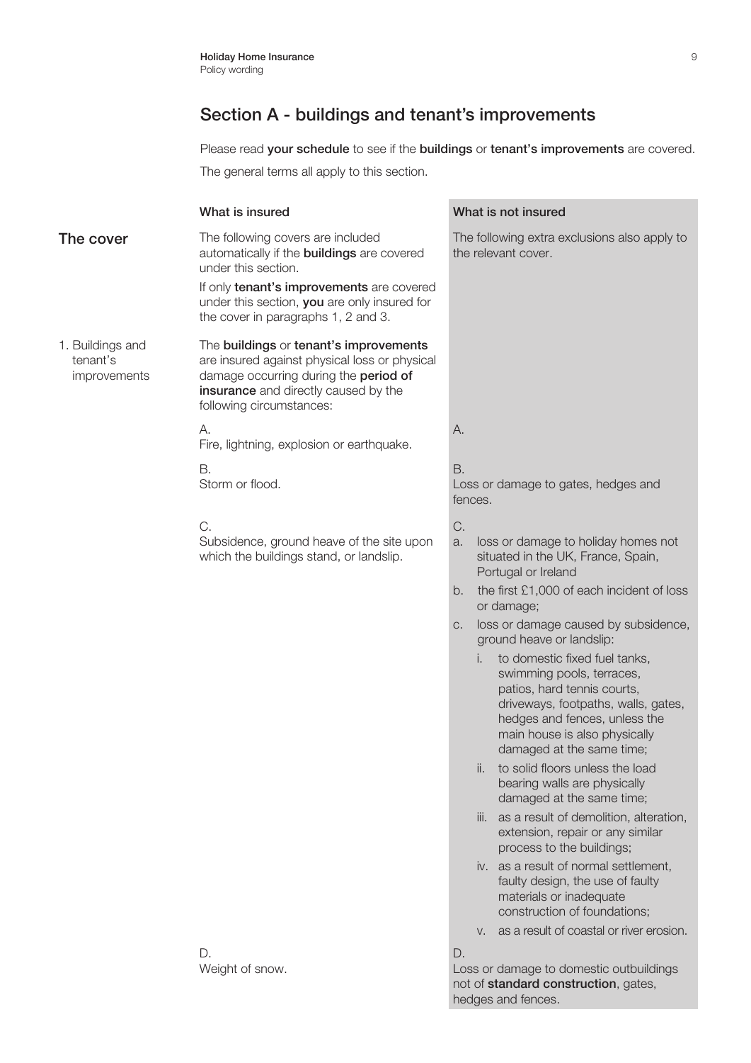## Section A - buildings and tenant's improvements

Please read **your schedule** to see if the **buildings** or **tenant's improvements** are covered.

The general terms all apply to this section.

| | What is insured | What is not insured |
|---|---|---|
| **The cover** | The following covers are included automatically if the **buildings** are covered under this section.<br><br>If only **tenant's improvements** are covered under this section, **you** are only insured for the cover in paragraphs 1, 2 and 3. | The following extra exclusions also apply to the relevant cover. |
| 1. Buildings and tenant's improvements | The **buildings** or **tenant's improvements** are insured against physical loss or physical damage occurring during the **period of insurance** and directly caused by the following circumstances: | |
| | A.<br>Fire, lightning, explosion or earthquake. | A. |
| | B.<br>Storm or flood. | B.<br>Loss or damage to gates, hedges and fences. |
| | C.<br>Subsidence, ground heave of the site upon which the buildings stand, or landslip. | C.<br>a. loss or damage to holiday homes not situated in the UK, France, Spain, Portugal or Ireland<br>b. the first £1,000 of each incident of loss or damage;<br>c. loss or damage caused by subsidence, ground heave or landslip:<br>i. to domestic fixed fuel tanks, swimming pools, terraces, patios, hard tennis courts, driveways, footpaths, walls, gates, hedges and fences, unless the main house is also physically damaged at the same time;<br>ii. to solid floors unless the load bearing walls are physically damaged at the same time;<br>iii. as a result of demolition, alteration, extension, repair or any similar process to the buildings;<br>iv. as a result of normal settlement, faulty design, the use of faulty materials or inadequate construction of foundations;<br>v. as a result of coastal or river erosion. |
| | D.<br>Weight of snow. | D.<br>Loss or damage to domestic outbuildings not of **standard construction**, gates, hedges and fences. |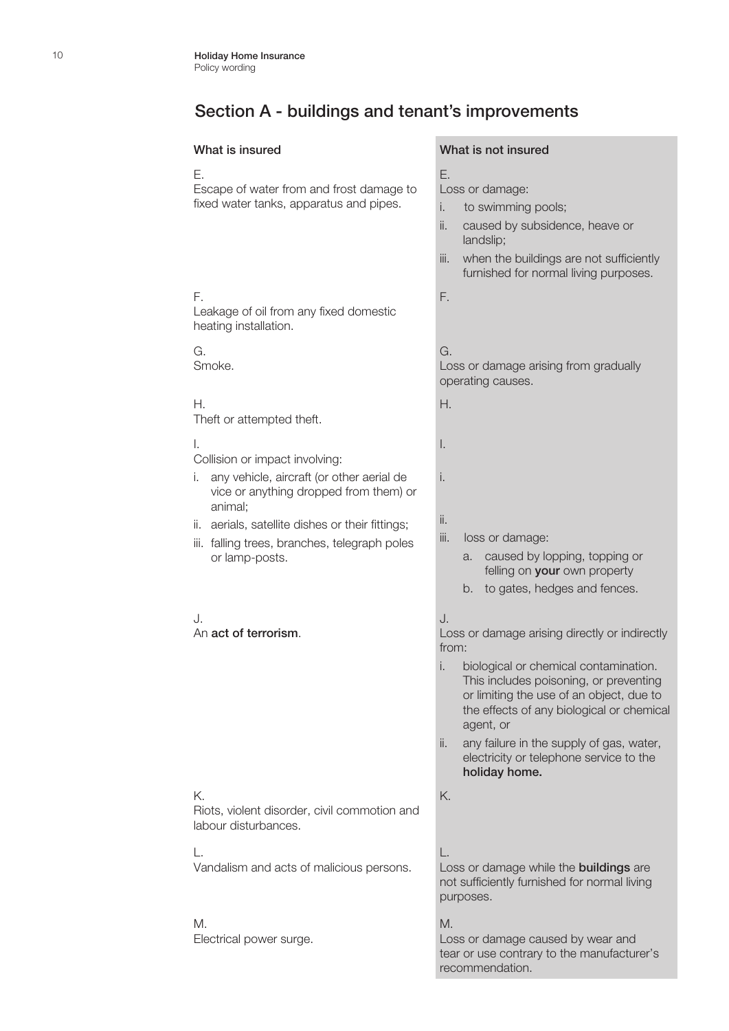## Section A - buildings and tenant's improvements

| What is insured | What is not insured |
| --- | --- |
| E.<br>Escape of water from and frost damage to fixed water tanks, apparatus and pipes. | E.<br>Loss or damage:<br>i. to swimming pools;<br>ii. caused by subsidence, heave or landslip;<br>iii. when the buildings are not sufficiently furnished for normal living purposes. |
| F.<br>Leakage of oil from any fixed domestic heating installation. | F. |
| G.<br>Smoke. | G.<br>Loss or damage arising from gradually operating causes. |
| H.<br>Theft or attempted theft. | H. |
| I.<br>Collision or impact involving:<br>i. any vehicle, aircraft (or other aerial de vice or anything dropped from them) or animal;<br>ii. aerials, satellite dishes or their fittings;<br>iii. falling trees, branches, telegraph poles or lamp-posts. | I.<br>i.<br>ii.<br>iii. loss or damage:<br>a. caused by lopping, topping or felling on **your** own property<br>b. to gates, hedges and fences. |
| J.<br>An **act of terrorism**. | J.<br>Loss or damage arising directly or indirectly from:<br>i. biological or chemical contamination. This includes poisoning, or preventing or limiting the use of an object, due to the effects of any biological or chemical agent, or<br>ii. any failure in the supply of gas, water, electricity or telephone service to the **holiday home.** |
| K.<br>Riots, violent disorder, civil commotion and labour disturbances. | K. |
| L.<br>Vandalism and acts of malicious persons. | L.<br>Loss or damage while the **buildings** are not sufficiently furnished for normal living purposes. |
| M.<br>Electrical power surge. | M.<br>Loss or damage caused by wear and tear or use contrary to the manufacturer's recommendation. |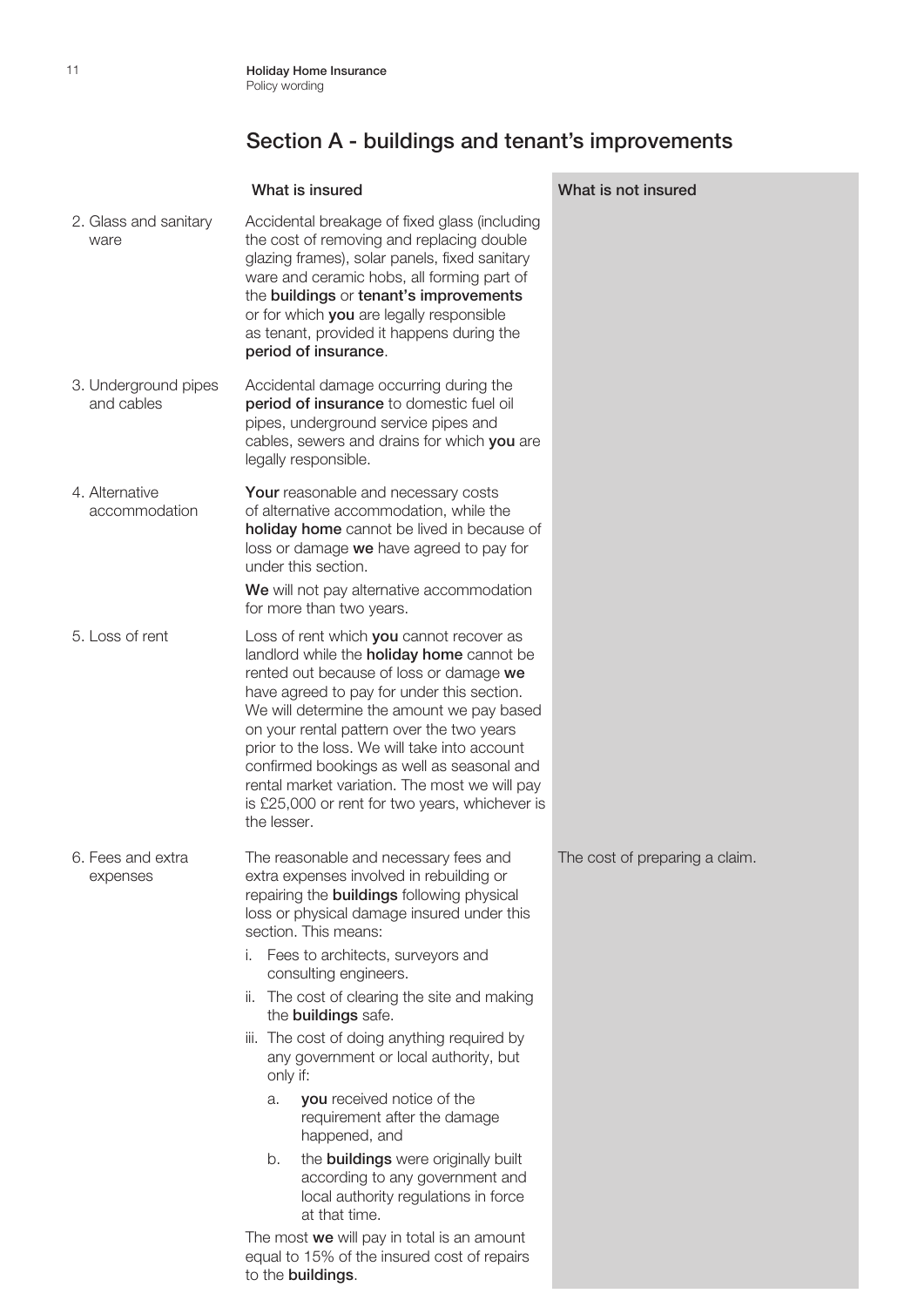## Section A - buildings and tenant's improvements

| | What is insured | What is not insured |
|---|---|---|
| 2. Glass and sanitary ware | Accidental breakage of fixed glass (including the cost of removing and replacing double glazing frames), solar panels, fixed sanitary ware and ceramic hobs, all forming part of the **buildings** or **tenant's improvements** or for which **you** are legally responsible as tenant, provided it happens during the **period of insurance**. | |
| 3. Underground pipes and cables | Accidental damage occurring during the **period of insurance** to domestic fuel oil pipes, underground service pipes and cables, sewers and drains for which **you** are legally responsible. | |
| 4. Alternative accommodation | **Your** reasonable and necessary costs of alternative accommodation, while the **holiday home** cannot be lived in because of loss or damage **we** have agreed to pay for under this section.<br><br>**We** will not pay alternative accommodation for more than two years. | |
| 5. Loss of rent | Loss of rent which **you** cannot recover as landlord while the **holiday home** cannot be rented out because of loss or damage **we** have agreed to pay for under this section. We will determine the amount we pay based on your rental pattern over the two years prior to the loss. We will take into account confirmed bookings as well as seasonal and rental market variation. The most we will pay is £25,000 or rent for two years, whichever is the lesser. | |
| 6. Fees and extra expenses | The reasonable and necessary fees and extra expenses involved in rebuilding or repairing the **buildings** following physical loss or physical damage insured under this section. This means:<br>i. Fees to architects, surveyors and consulting engineers.<br>ii. The cost of clearing the site and making the **buildings** safe.<br>iii. The cost of doing anything required by any government or local authority, but only if:<br>a. **you** received notice of the requirement after the damage happened, and<br>b. the **buildings** were originally built according to any government and local authority regulations in force at that time.<br><br>The most **we** will pay in total is an amount equal to 15% of the insured cost of repairs to the **buildings**. | The cost of preparing a claim. |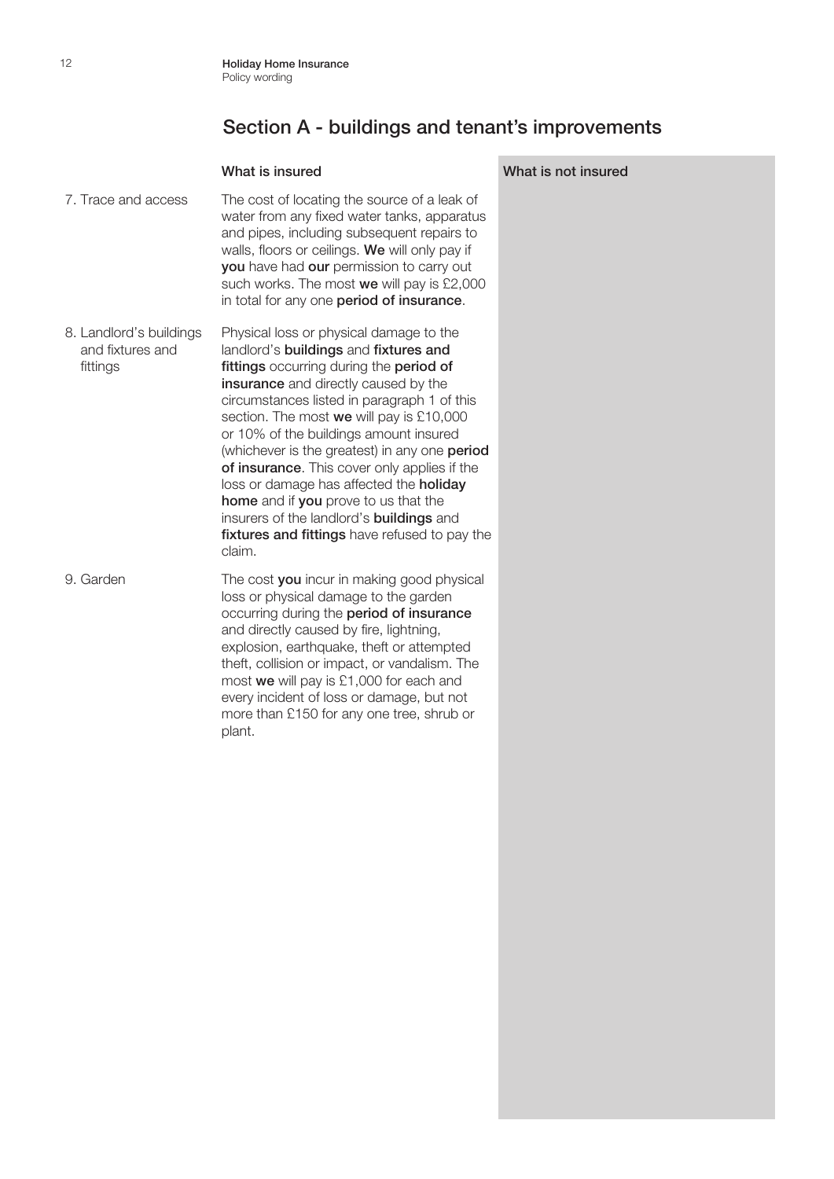## Section A - buildings and tenant's improvements

| | What is insured | What is not insured |
|---|---|---|
| 7. Trace and access | The cost of locating the source of a leak of water from any fixed water tanks, apparatus and pipes, including subsequent repairs to walls, floors or ceilings. **We** will only pay if **you** have had **our** permission to carry out such works. The most **we** will pay is £2,000 in total for any one **period of insurance**. | |
| 8. Landlord's buildings and fixtures and fittings | Physical loss or physical damage to the landlord's **buildings** and **fixtures and fittings** occurring during the **period of insurance** and directly caused by the circumstances listed in paragraph 1 of this section. The most **we** will pay is £10,000 or 10% of the buildings amount insured (whichever is the greatest) in any one **period of insurance**. This cover only applies if the loss or damage has affected the **holiday home** and if **you** prove to us that the insurers of the landlord's **buildings** and **fixtures and fittings** have refused to pay the claim. | |
| 9. Garden | The cost **you** incur in making good physical loss or physical damage to the garden occurring during the **period of insurance** and directly caused by fire, lightning, explosion, earthquake, theft or attempted theft, collision or impact, or vandalism. The most **we** will pay is £1,000 for each and every incident of loss or damage, but not more than £150 for any one tree, shrub or plant. | |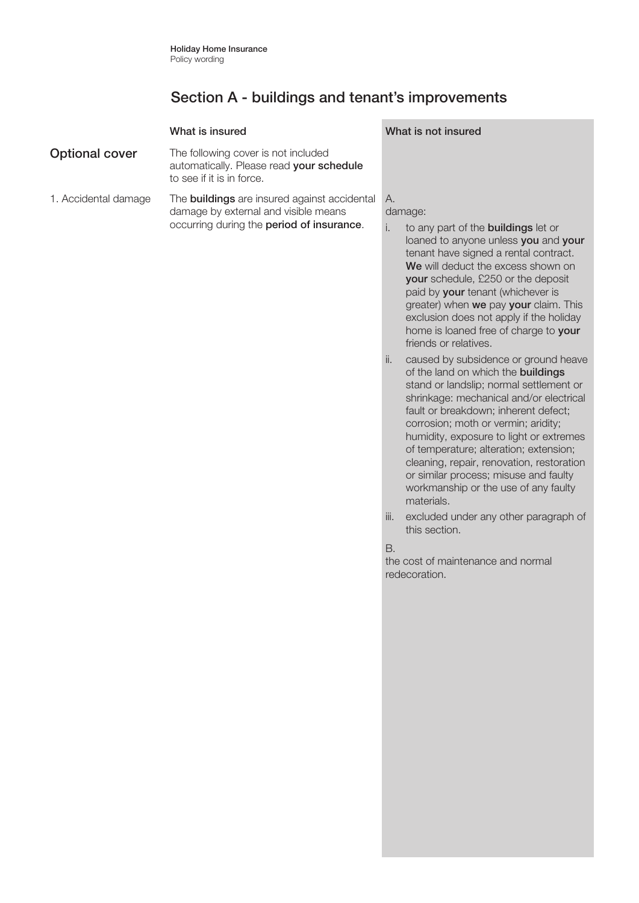## Section A - buildings and tenant's improvements

| | What is insured | What is not insured |
|---|---|---|
| **Optional cover** | The following cover is not included automatically. Please read **your schedule** to see if it is in force. | |
| 1. Accidental damage | The **buildings** are insured against accidental damage by external and visible means occurring during the **period of insurance**. | A.<br>damage:<br>i. to any part of the **buildings** let or loaned to anyone unless **you** and **your** tenant have signed a rental contract. **We** will deduct the excess shown on **your** schedule, £250 or the deposit paid by **your** tenant (whichever is greater) when **we** pay **your** claim. This exclusion does not apply if the holiday home is loaned free of charge to **your** friends or relatives.<br>ii. caused by subsidence or ground heave of the land on which the **buildings** stand or landslip; normal settlement or shrinkage: mechanical and/or electrical fault or breakdown; inherent defect; corrosion; moth or vermin; aridity; humidity, exposure to light or extremes of temperature; alteration; extension; cleaning, repair, renovation, restoration or similar process; misuse and faulty workmanship or the use of any faulty materials.<br>iii. excluded under any other paragraph of this section.<br><br>B.<br>the cost of maintenance and normal redecoration. |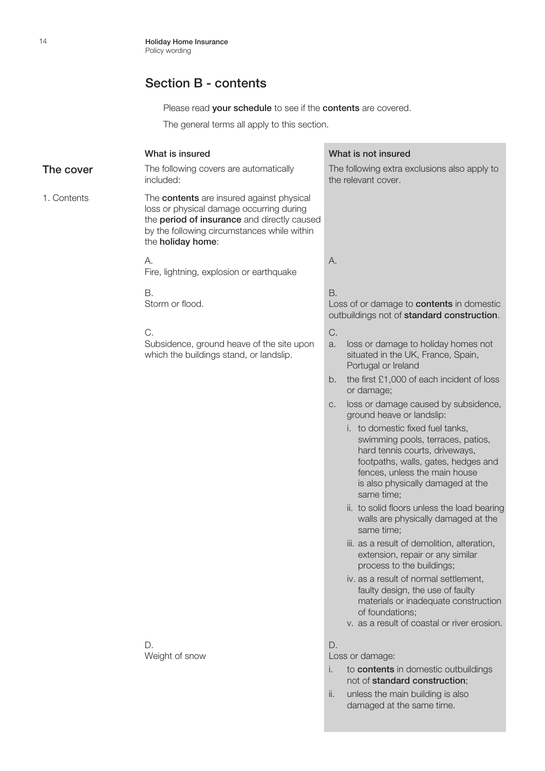## Section B - contents

Please read **your schedule** to see if the **contents** are covered.

The general terms all apply to this section.

### The cover

| | What is insured | What is not insured |
|---|---|---|
| | The following covers are automatically included: | The following extra exclusions also apply to the relevant cover. |
| 1. Contents | The **contents** are insured against physical loss or physical damage occurring during the **period of insurance** and directly caused by the following circumstances while within the **holiday home**: | |
| | A. Fire, lightning, explosion or earthquake | A. |
| | B. Storm or flood. | B. Loss of or damage to **contents** in domestic outbuildings not of **standard construction**. |
| | C. Subsidence, ground heave of the site upon which the buildings stand, or landslip. | C. a. loss or damage to holiday homes not situated in the UK, France, Spain, Portugal or Ireland<br>b. the first £1,000 of each incident of loss or damage;<br>c. loss or damage caused by subsidence, ground heave or landslip:<br>i. to domestic fixed fuel tanks, swimming pools, terraces, patios, hard tennis courts, driveways, footpaths, walls, gates, hedges and fences, unless the main house is also physically damaged at the same time;<br>ii. to solid floors unless the load bearing walls are physically damaged at the same time;<br>iii. as a result of demolition, alteration, extension, repair or any similar process to the buildings;<br>iv. as a result of normal settlement, faulty design, the use of faulty materials or inadequate construction of foundations;<br>v. as a result of coastal or river erosion. |
| | D. Weight of snow | D. Loss or damage:<br>i. to **contents** in domestic outbuildings not of **standard construction**;<br>ii. unless the main building is also damaged at the same time. |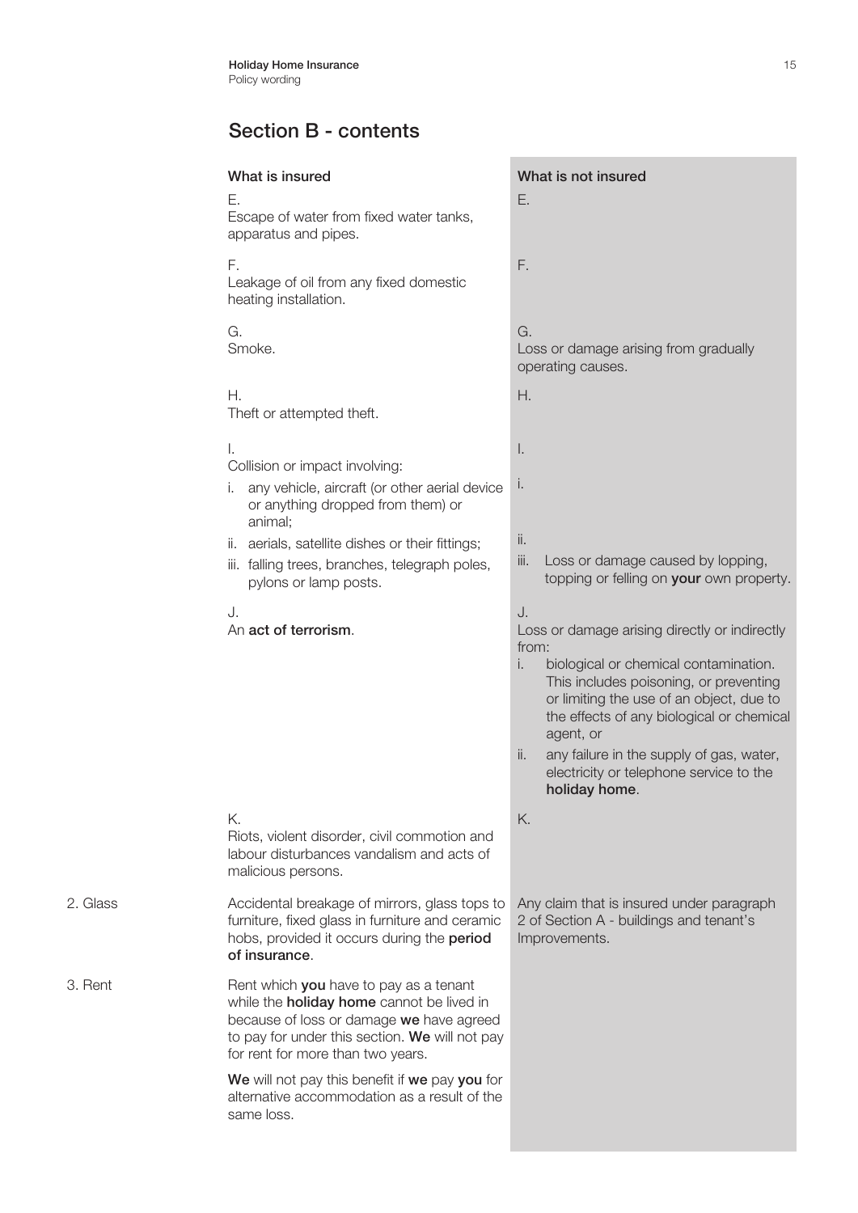## Section B - contents

| | What is insured | What is not insured |
|---|---|---|
| | E.<br>Escape of water from fixed water tanks, apparatus and pipes. | E. |
| | F.<br>Leakage of oil from any fixed domestic heating installation. | F. |
| | G.<br>Smoke. | G.<br>Loss or damage arising from gradually operating causes. |
| | H.<br>Theft or attempted theft. | H. |
| | I.<br>Collision or impact involving: | I. |
| | i. any vehicle, aircraft (or other aerial device or anything dropped from them) or animal; | i. |
| | ii. aerials, satellite dishes or their fittings; | ii. |
| | iii. falling trees, branches, telegraph poles, pylons or lamp posts. | iii. Loss or damage caused by lopping, topping or felling on **your** own property. |
| | J.<br>An **act of terrorism**. | J.<br>Loss or damage arising directly or indirectly from:<br>i. biological or chemical contamination. This includes poisoning, or preventing or limiting the use of an object, due to the effects of any biological or chemical agent, or<br>ii. any failure in the supply of gas, water, electricity or telephone service to the **holiday home**. |
| | K.<br>Riots, violent disorder, civil commotion and labour disturbances vandalism and acts of malicious persons. | K. |
| 2. Glass | Accidental breakage of mirrors, glass tops to furniture, fixed glass in furniture and ceramic hobs, provided it occurs during the **period of insurance**. | Any claim that is insured under paragraph 2 of Section A - buildings and tenant's Improvements. |
| 3. Rent | Rent which **you** have to pay as a tenant while the **holiday home** cannot be lived in because of loss or damage **we** have agreed to pay for under this section. **We** will not pay for rent for more than two years.<br><br>**We** will not pay this benefit if **we** pay **you** for alternative accommodation as a result of the same loss. | |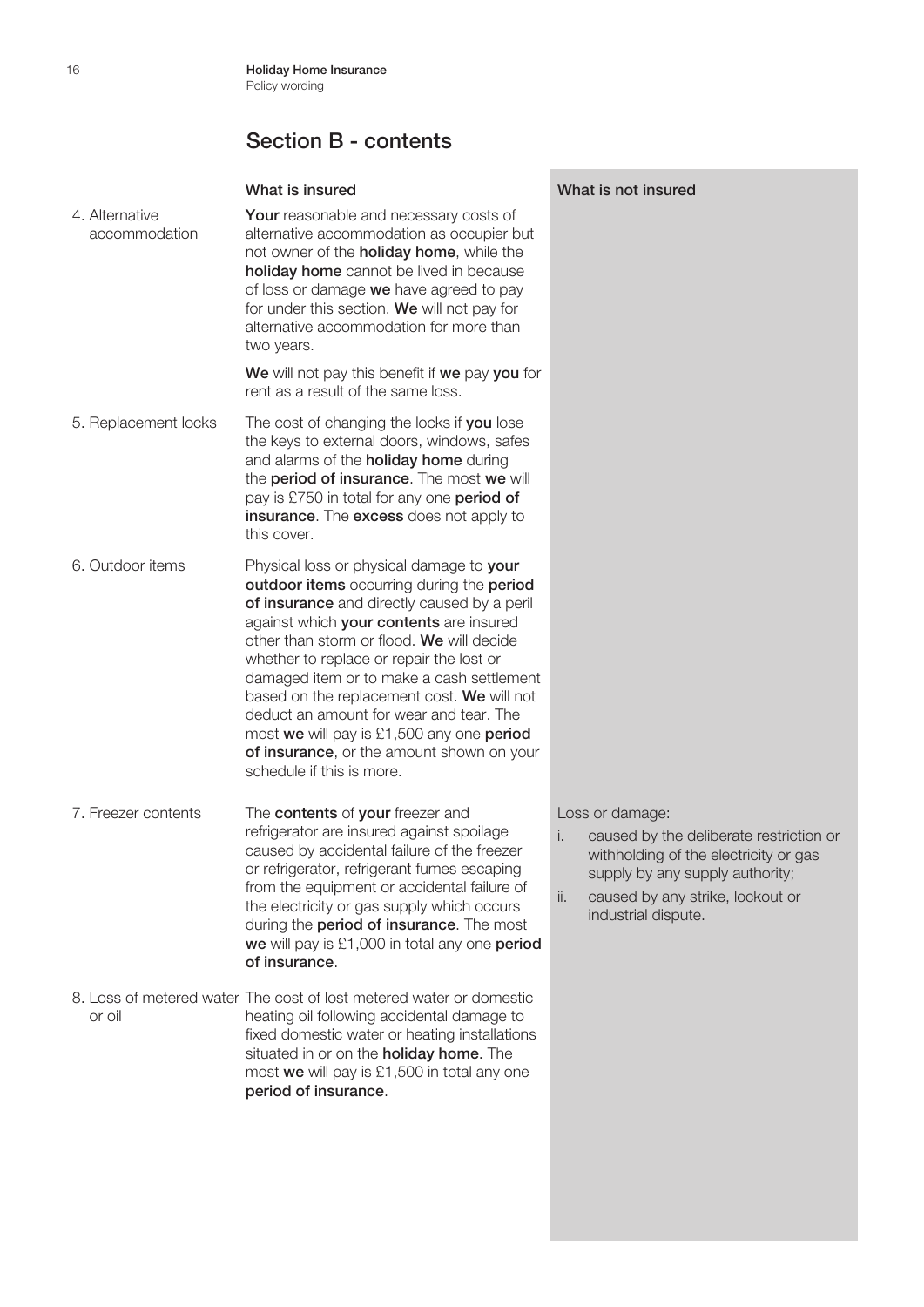## Section B - contents

| | What is insured | What is not insured |
|---|---|---|
| 4. Alternative accommodation | **Your** reasonable and necessary costs of alternative accommodation as occupier but not owner of the **holiday home**, while the **holiday home** cannot be lived in because of loss or damage **we** have agreed to pay for under this section. **We** will not pay for alternative accommodation for more than two years.<br><br>**We** will not pay this benefit if **we** pay **you** for rent as a result of the same loss. | |
| 5. Replacement locks | The cost of changing the locks if **you** lose the keys to external doors, windows, safes and alarms of the **holiday home** during the **period of insurance**. The most **we** will pay is £750 in total for any one **period of insurance**. The **excess** does not apply to this cover. | |
| 6. Outdoor items | Physical loss or physical damage to **your outdoor items** occurring during the **period of insurance** and directly caused by a peril against which **your contents** are insured other than storm or flood. **We** will decide whether to replace or repair the lost or damaged item or to make a cash settlement based on the replacement cost. **We** will not deduct an amount for wear and tear. The most **we** will pay is £1,500 any one **period of insurance**, or the amount shown on your schedule if this is more. | |
| 7. Freezer contents | The **contents** of **your** freezer and refrigerator are insured against spoilage caused by accidental failure of the freezer or refrigerator, refrigerant fumes escaping from the equipment or accidental failure of the electricity or gas supply which occurs during the **period of insurance**. The most **we** will pay is £1,000 in total any one **period of insurance**. | Loss or damage:<br>i. caused by the deliberate restriction or withholding of the electricity or gas supply by any supply authority;<br>ii. caused by any strike, lockout or industrial dispute. |
| 8. Loss of metered water or oil | The cost of lost metered water or domestic heating oil following accidental damage to fixed domestic water or heating installations situated in or on the **holiday home**. The most **we** will pay is £1,500 in total any one **period of insurance**. | |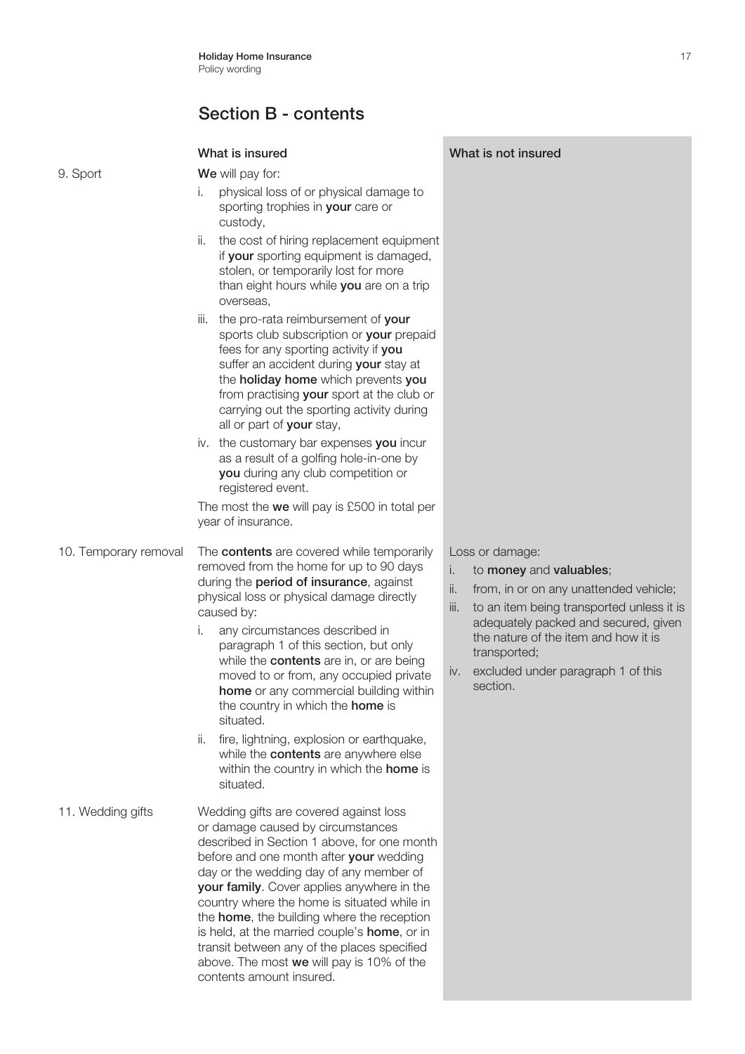## Section B - contents

| | What is insured | What is not insured |
|---|---|---|
| 9. Sport | **We** will pay for:<br>i. physical loss of or physical damage to sporting trophies in **your** care or custody,<br>ii. the cost of hiring replacement equipment if **your** sporting equipment is damaged, stolen, or temporarily lost for more than eight hours while **you** are on a trip overseas,<br>iii. the pro-rata reimbursement of **your** sports club subscription or **your** prepaid fees for any sporting activity if **you** suffer an accident during **your** stay at the **holiday home** which prevents **you** from practising **your** sport at the club or carrying out the sporting activity during all or part of **your** stay,<br>iv. the customary bar expenses **you** incur as a result of a golfing hole-in-one by **you** during any club competition or registered event.<br>The most the **we** will pay is £500 in total per year of insurance. | |
| 10. Temporary removal | The **contents** are covered while temporarily removed from the home for up to 90 days during the **period of insurance**, against physical loss or physical damage directly caused by:<br>i. any circumstances described in paragraph 1 of this section, but only while the **contents** are in, or are being moved to or from, any occupied private **home** or any commercial building within the country in which the **home** is situated.<br>ii. fire, lightning, explosion or earthquake, while the **contents** are anywhere else within the country in which the **home** is situated. | Loss or damage:<br>i. to **money** and **valuables**;<br>ii. from, in or on any unattended vehicle;<br>iii. to an item being transported unless it is adequately packed and secured, given the nature of the item and how it is transported;<br>iv. excluded under paragraph 1 of this section. |
| 11. Wedding gifts | Wedding gifts are covered against loss or damage caused by circumstances described in Section 1 above, for one month before and one month after **your** wedding day or the wedding day of any member of **your family**. Cover applies anywhere in the country where the home is situated while in the **home**, the building where the reception is held, at the married couple's **home**, or in transit between any of the places specified above. The most **we** will pay is 10% of the contents amount insured. | |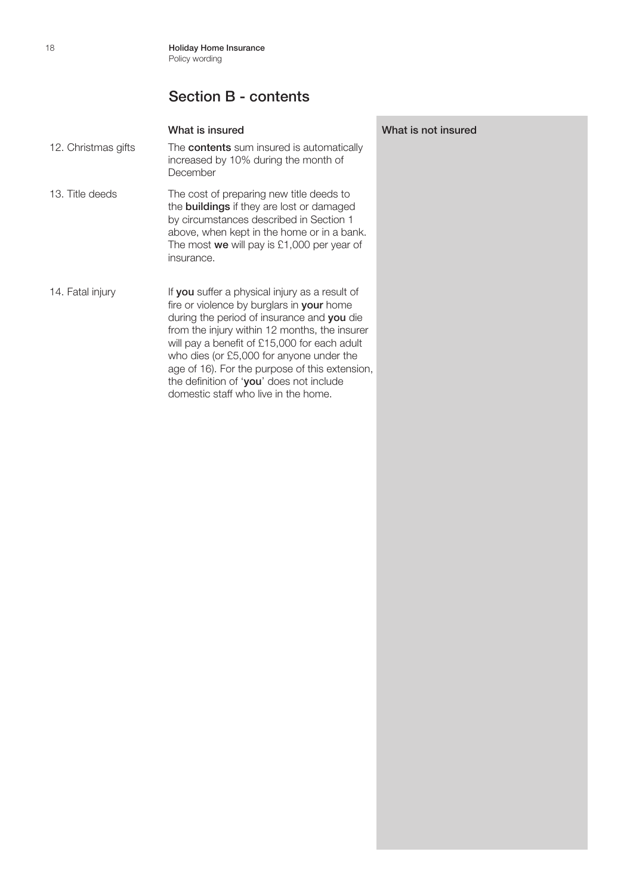## Section B - contents

| | What is insured | What is not insured |
|---|---|---|
| 12. Christmas gifts | The **contents** sum insured is automatically increased by 10% during the month of December | |
| 13. Title deeds | The cost of preparing new title deeds to the **buildings** if they are lost or damaged by circumstances described in Section 1 above, when kept in the home or in a bank. The most **we** will pay is £1,000 per year of insurance. | |
| 14. Fatal injury | If **you** suffer a physical injury as a result of fire or violence by burglars in **your** home during the period of insurance and **you** die from the injury within 12 months, the insurer will pay a benefit of £15,000 for each adult who dies (or £5,000 for anyone under the age of 16). For the purpose of this extension, the definition of '**you**' does not include domestic staff who live in the home. | |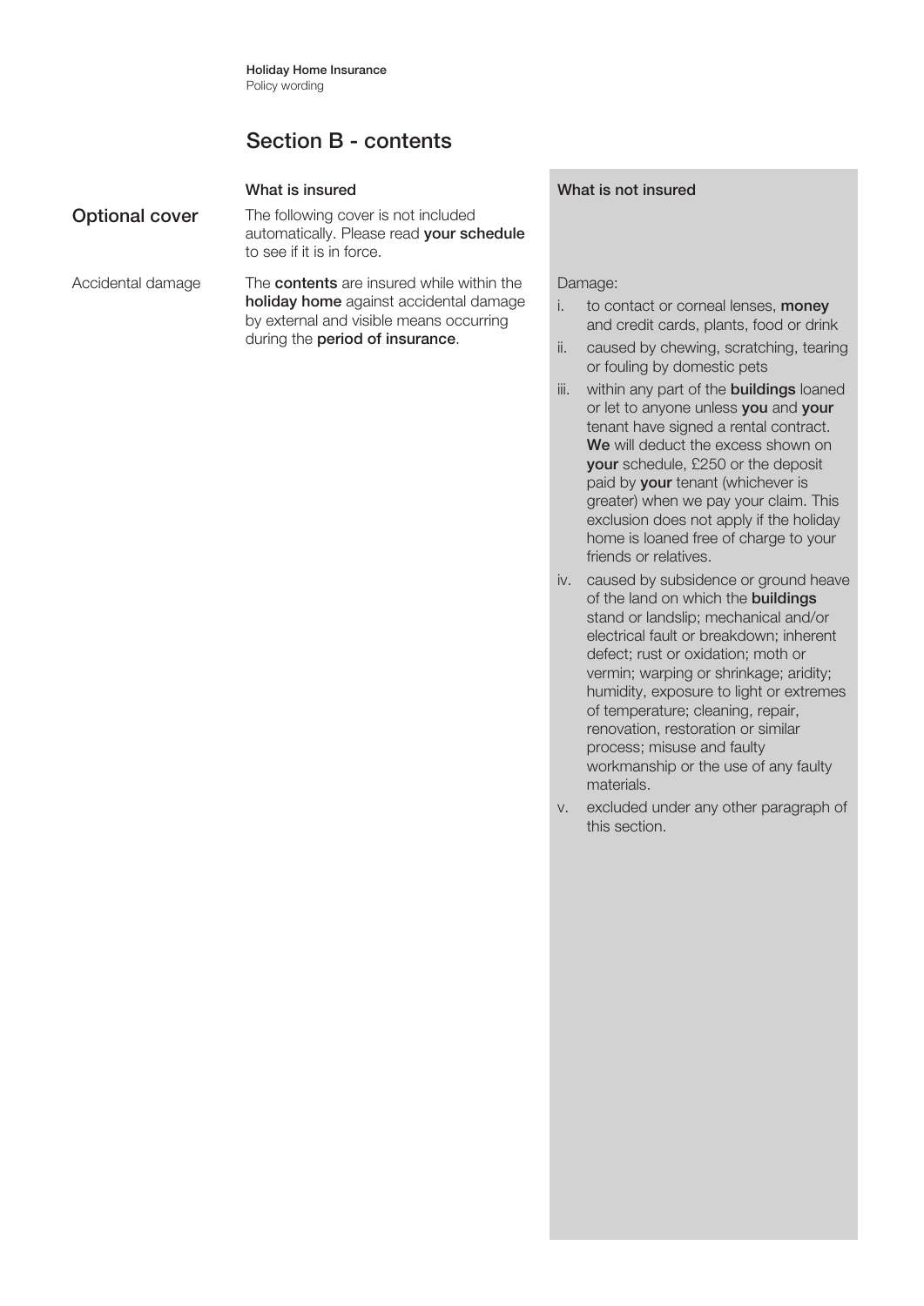## Section B - contents

| | What is insured | What is not insured |
|---|---|---|
| **Optional cover** | The following cover is not included automatically. Please read **your schedule** to see if it is in force. | |
| Accidental damage | The **contents** are insured while within the **holiday home** against accidental damage by external and visible means occurring during the **period of insurance**. | Damage:<br>i. to contact or corneal lenses, **money** and credit cards, plants, food or drink<br>ii. caused by chewing, scratching, tearing or fouling by domestic pets<br>iii. within any part of the **buildings** loaned or let to anyone unless **you** and **your** tenant have signed a rental contract. **We** will deduct the excess shown on **your** schedule, £250 or the deposit paid by **your** tenant (whichever is greater) when we pay your claim. This exclusion does not apply if the holiday home is loaned free of charge to your friends or relatives.<br>iv. caused by subsidence or ground heave of the land on which the **buildings** stand or landslip; mechanical and/or electrical fault or breakdown; inherent defect; rust or oxidation; moth or vermin; warping or shrinkage; aridity; humidity, exposure to light or extremes of temperature; cleaning, repair, renovation, restoration or similar process; misuse and faulty workmanship or the use of any faulty materials.<br>v. excluded under any other paragraph of this section. |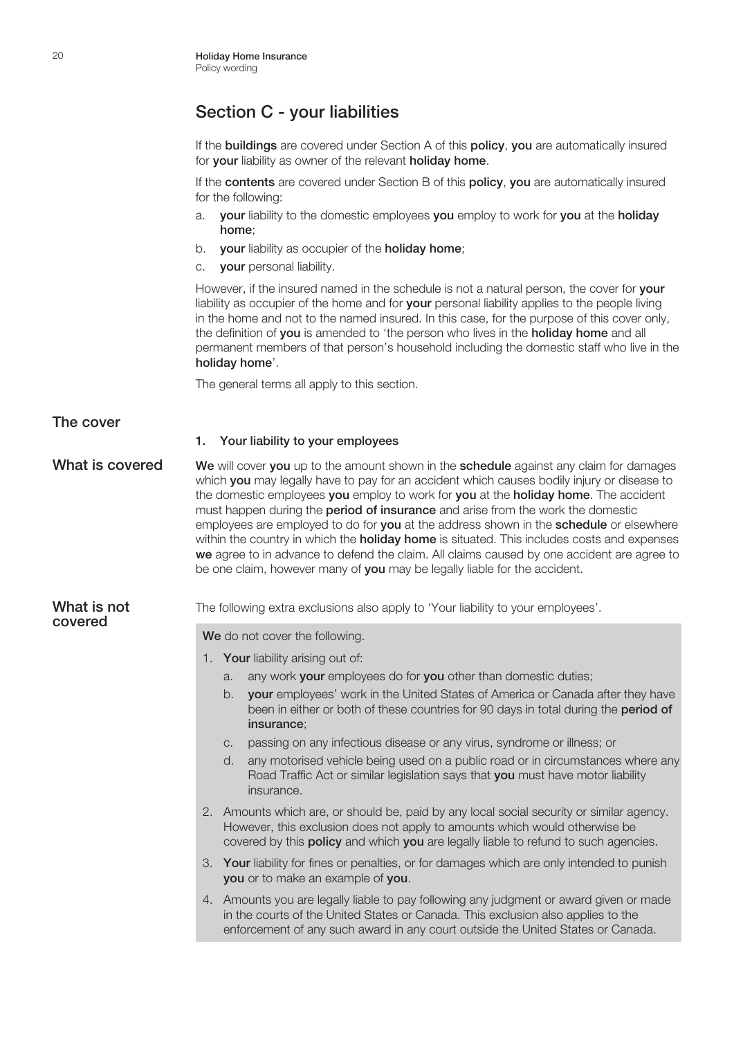## Section C - your liabilities

If the **buildings** are covered under Section A of this **policy**, **you** are automatically insured for **your** liability as owner of the relevant **holiday home**.

If the **contents** are covered under Section B of this **policy**, **you** are automatically insured for the following:

a. **your** liability to the domestic employees **you** employ to work for **you** at the **holiday home**;
b. **your** liability as occupier of the **holiday home**;
c. **your** personal liability.

However, if the insured named in the schedule is not a natural person, the cover for **your** liability as occupier of the home and for **your** personal liability applies to the people living in the home and not to the named insured. In this case, for the purpose of this cover only, the definition of **you** is amended to 'the person who lives in the **holiday home** and all permanent members of that person's household including the domestic staff who live in the **holiday home**'.

The general terms all apply to this section.

### The cover

**1. Your liability to your employees**

### What is covered

**We** will cover **you** up to the amount shown in the **schedule** against any claim for damages which **you** may legally have to pay for an accident which causes bodily injury or disease to the domestic employees **you** employ to work for **you** at the **holiday home**. The accident must happen during the **period of insurance** and arise from the work the domestic employees are employed to do for **you** at the address shown in the **schedule** or elsewhere within the country in which the **holiday home** is situated. This includes costs and expenses **we** agree to in advance to defend the claim. All claims caused by one accident are agree to be one claim, however many of **you** may be legally liable for the accident.

### What is not covered

The following extra exclusions also apply to 'Your liability to your employees'.

**We** do not cover the following.

1. **Your** liability arising out of:
   a. any work **your** employees do for **you** other than domestic duties;
   b. **your** employees' work in the United States of America or Canada after they have been in either or both of these countries for 90 days in total during the **period of insurance**;
   c. passing on any infectious disease or any virus, syndrome or illness; or
   d. any motorised vehicle being used on a public road or in circumstances where any Road Traffic Act or similar legislation says that **you** must have motor liability insurance.
2. Amounts which are, or should be, paid by any local social security or similar agency. However, this exclusion does not apply to amounts which would otherwise be covered by this **policy** and which **you** are legally liable to refund to such agencies.
3. **Your** liability for fines or penalties, or for damages which are only intended to punish **you** or to make an example of **you**.
4. Amounts you are legally liable to pay following any judgment or award given or made in the courts of the United States or Canada. This exclusion also applies to the enforcement of any such award in any court outside the United States or Canada.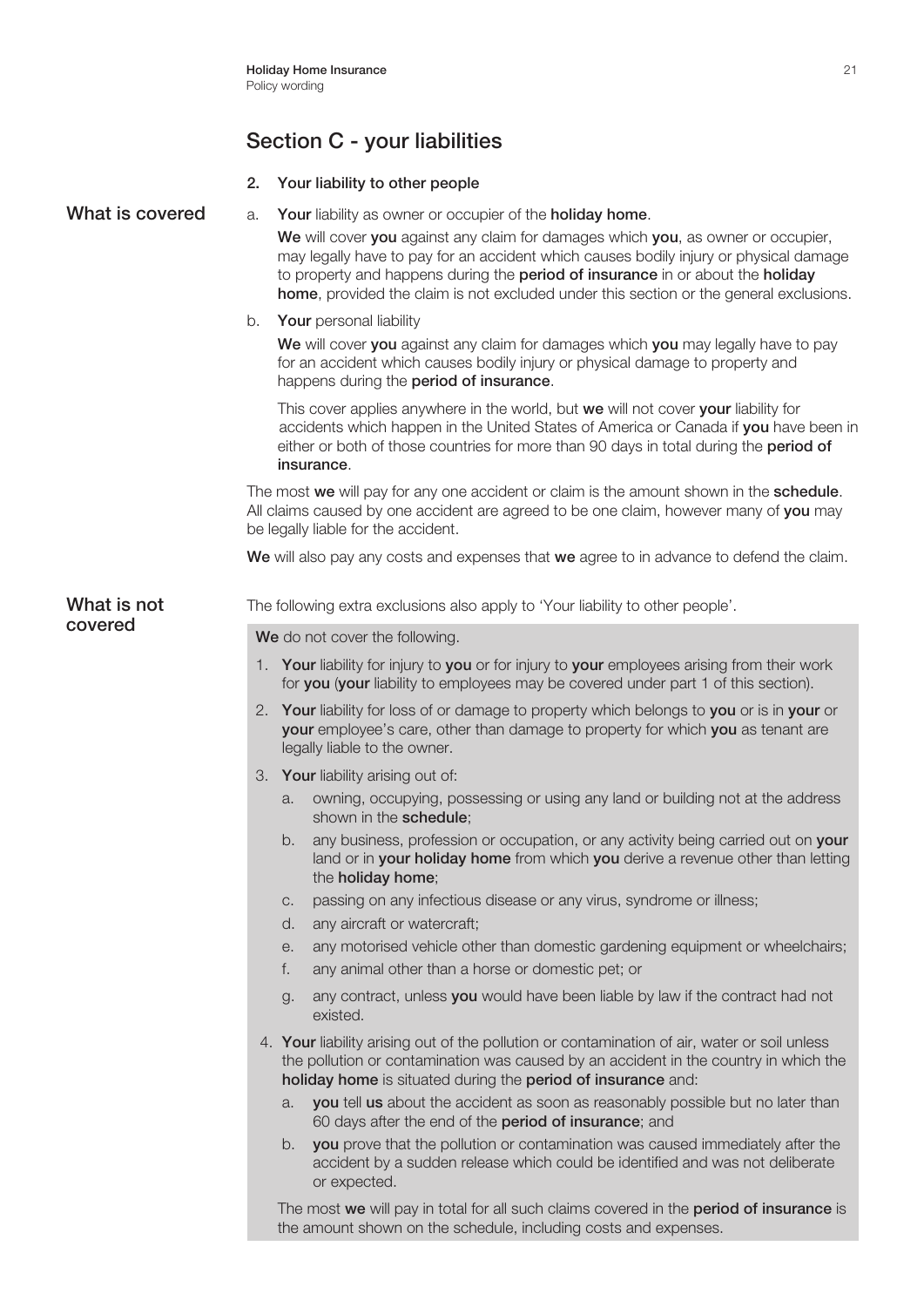## Section C - your liabilities

### 2. Your liability to other people

**What is covered**

a. **Your** liability as owner or occupier of the **holiday home**.

**We** will cover **you** against any claim for damages which **you**, as owner or occupier, may legally have to pay for an accident which causes bodily injury or physical damage to property and happens during the **period of insurance** in or about the **holiday home**, provided the claim is not excluded under this section or the general exclusions.

b. **Your** personal liability

**We** will cover **you** against any claim for damages which **you** may legally have to pay for an accident which causes bodily injury or physical damage to property and happens during the **period of insurance**.

This cover applies anywhere in the world, but **we** will not cover **your** liability for accidents which happen in the United States of America or Canada if **you** have been in either or both of those countries for more than 90 days in total during the **period of insurance**.

The most **we** will pay for any one accident or claim is the amount shown in the **schedule**. All claims caused by one accident are agreed to be one claim, however many of **you** may be legally liable for the accident.

**We** will also pay any costs and expenses that **we** agree to in advance to defend the claim.

**What is not covered**

The following extra exclusions also apply to 'Your liability to other people'.

**We** do not cover the following.

1. **Your** liability for injury to **you** or for injury to **your** employees arising from their work for **you** (**your** liability to employees may be covered under part 1 of this section).
2. **Your** liability for loss of or damage to property which belongs to **you** or is in **your** or **your** employee's care, other than damage to property for which **you** as tenant are legally liable to the owner.
3. **Your** liability arising out of:
   a. owning, occupying, possessing or using any land or building not at the address shown in the **schedule**;
   b. any business, profession or occupation, or any activity being carried out on **your** land or in **your holiday home** from which **you** derive a revenue other than letting the **holiday home**;
   c. passing on any infectious disease or any virus, syndrome or illness;
   d. any aircraft or watercraft;
   e. any motorised vehicle other than domestic gardening equipment or wheelchairs;
   f. any animal other than a horse or domestic pet; or
   g. any contract, unless **you** would have been liable by law if the contract had not existed.
4. **Your** liability arising out of the pollution or contamination of air, water or soil unless the pollution or contamination was caused by an accident in the country in which the **holiday home** is situated during the **period of insurance** and:
   a. **you** tell **us** about the accident as soon as reasonably possible but no later than 60 days after the end of the **period of insurance**; and
   b. **you** prove that the pollution or contamination was caused immediately after the accident by a sudden release which could be identified and was not deliberate or expected.

   The most **we** will pay in total for all such claims covered in the **period of insurance** is the amount shown on the schedule, including costs and expenses.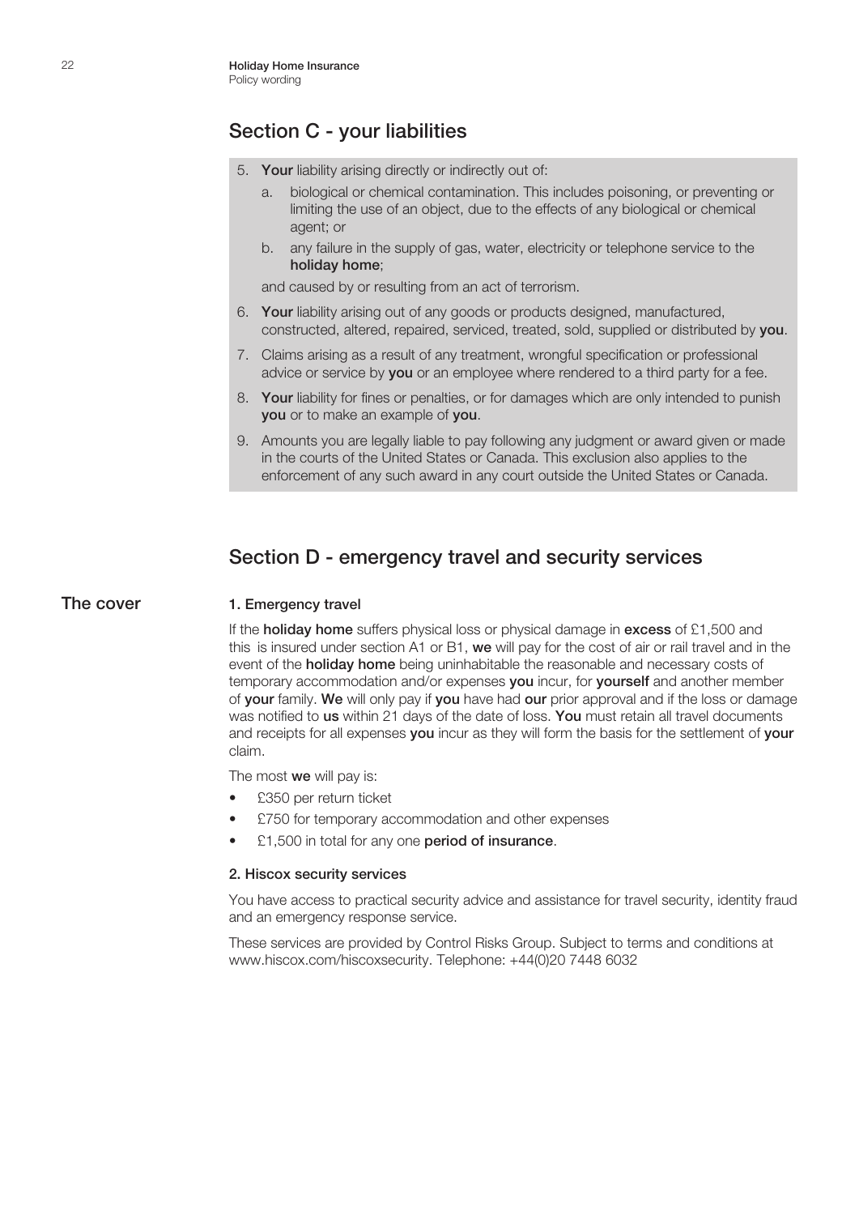## Section C - your liabilities

5. **Your** liability arising directly or indirectly out of:
   a. biological or chemical contamination. This includes poisoning, or preventing or limiting the use of an object, due to the effects of any biological or chemical agent; or
   b. any failure in the supply of gas, water, electricity or telephone service to the **holiday home**;

   and caused by or resulting from an act of terrorism.
6. **Your** liability arising out of any goods or products designed, manufactured, constructed, altered, repaired, serviced, treated, sold, supplied or distributed by **you**.
7. Claims arising as a result of any treatment, wrongful specification or professional advice or service by **you** or an employee where rendered to a third party for a fee.
8. **Your** liability for fines or penalties, or for damages which are only intended to punish **you** or to make an example of **you**.
9. Amounts you are legally liable to pay following any judgment or award given or made in the courts of the United States or Canada. This exclusion also applies to the enforcement of any such award in any court outside the United States or Canada.

## Section D - emergency travel and security services

### The cover

#### 1. Emergency travel

If the **holiday home** suffers physical loss or physical damage in **excess** of £1,500 and this is insured under section A1 or B1, **we** will pay for the cost of air or rail travel and in the event of the **holiday home** being uninhabitable the reasonable and necessary costs of temporary accommodation and/or expenses **you** incur, for **yourself** and another member of **your** family. **We** will only pay if **you** have had **our** prior approval and if the loss or damage was notified to **us** within 21 days of the date of loss. **You** must retain all travel documents and receipts for all expenses **you** incur as they will form the basis for the settlement of **your** claim.

The most **we** will pay is:

- £350 per return ticket
- £750 for temporary accommodation and other expenses
- £1,500 in total for any one **period of insurance**.

#### 2. Hiscox security services

You have access to practical security advice and assistance for travel security, identity fraud and an emergency response service.

These services are provided by Control Risks Group. Subject to terms and conditions at www.hiscox.com/hiscoxsecurity. Telephone: +44(0)20 7448 6032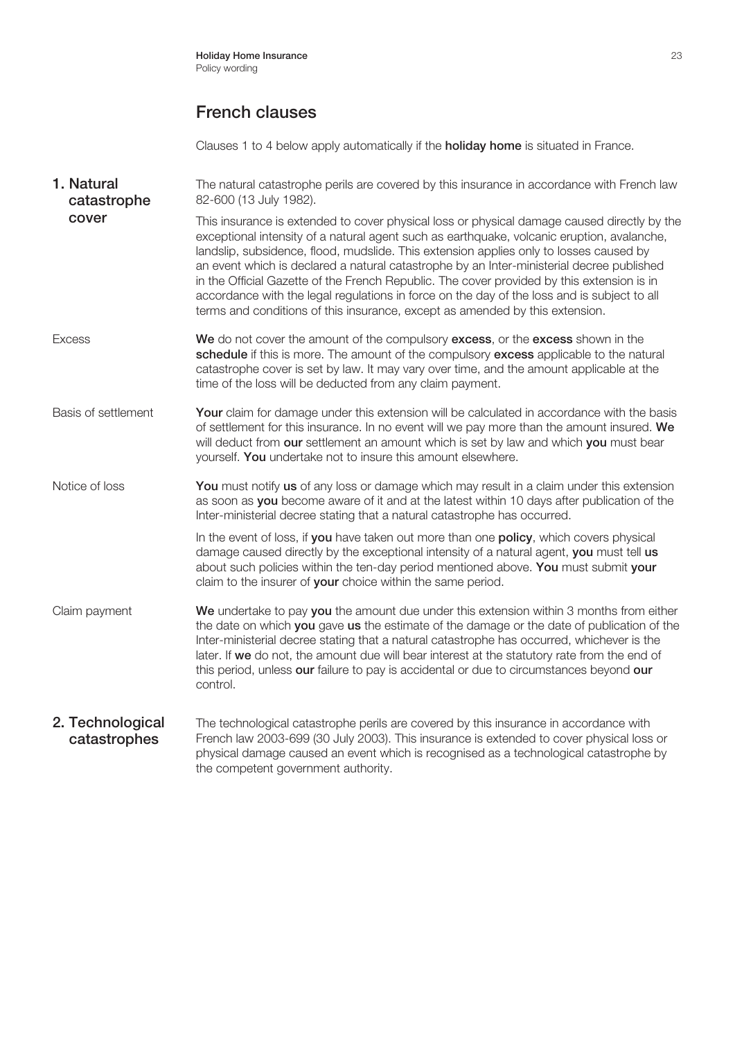## French clauses

Clauses 1 to 4 below apply automatically if the **holiday home** is situated in France.

### 1. Natural catastrophe cover

The natural catastrophe perils are covered by this insurance in accordance with French law 82-600 (13 July 1982).

This insurance is extended to cover physical loss or physical damage caused directly by the exceptional intensity of a natural agent such as earthquake, volcanic eruption, avalanche, landslip, subsidence, flood, mudslide. This extension applies only to losses caused by an event which is declared a natural catastrophe by an Inter-ministerial decree published in the Official Gazette of the French Republic. The cover provided by this extension is in accordance with the legal regulations in force on the day of the loss and is subject to all terms and conditions of this insurance, except as amended by this extension.

#### Excess

**We** do not cover the amount of the compulsory **excess**, or the **excess** shown in the **schedule** if this is more. The amount of the compulsory **excess** applicable to the natural catastrophe cover is set by law. It may vary over time, and the amount applicable at the time of the loss will be deducted from any claim payment.

#### Basis of settlement

**Your** claim for damage under this extension will be calculated in accordance with the basis of settlement for this insurance. In no event will we pay more than the amount insured. **We** will deduct from **our** settlement an amount which is set by law and which **you** must bear yourself. **You** undertake not to insure this amount elsewhere.

#### Notice of loss

**You** must notify **us** of any loss or damage which may result in a claim under this extension as soon as **you** become aware of it and at the latest within 10 days after publication of the Inter-ministerial decree stating that a natural catastrophe has occurred.

In the event of loss, if **you** have taken out more than one **policy**, which covers physical damage caused directly by the exceptional intensity of a natural agent, **you** must tell **us** about such policies within the ten-day period mentioned above. **You** must submit **your** claim to the insurer of **your** choice within the same period.

#### Claim payment

**We** undertake to pay **you** the amount due under this extension within 3 months from either the date on which **you** gave **us** the estimate of the damage or the date of publication of the Inter-ministerial decree stating that a natural catastrophe has occurred, whichever is the later. If **we** do not, the amount due will bear interest at the statutory rate from the end of this period, unless **our** failure to pay is accidental or due to circumstances beyond **our** control.

### 2. Technological catastrophes

The technological catastrophe perils are covered by this insurance in accordance with French law 2003-699 (30 July 2003). This insurance is extended to cover physical loss or physical damage caused an event which is recognised as a technological catastrophe by the competent government authority.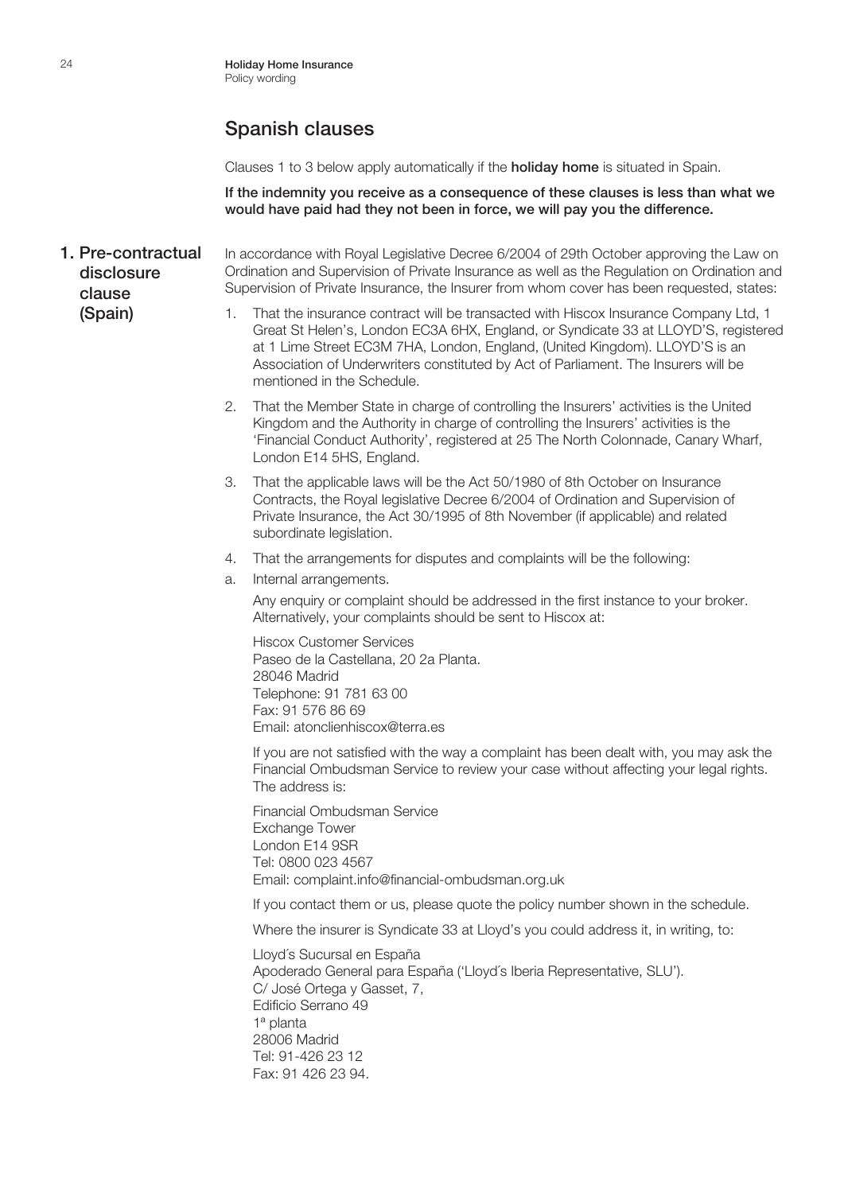## Spanish clauses

Clauses 1 to 3 below apply automatically if the **holiday home** is situated in Spain.

**If the indemnity you receive as a consequence of these clauses is less than what we would have paid had they not been in force, we will pay you the difference.**

### 1. Pre-contractual disclosure clause (Spain)

In accordance with Royal Legislative Decree 6/2004 of 29th October approving the Law on Ordination and Supervision of Private Insurance as well as the Regulation on Ordination and Supervision of Private Insurance, the Insurer from whom cover has been requested, states:

1. That the insurance contract will be transacted with Hiscox Insurance Company Ltd, 1 Great St Helen's, London EC3A 6HX, England, or Syndicate 33 at LLOYD'S, registered at 1 Lime Street EC3M 7HA, London, England, (United Kingdom). LLOYD'S is an Association of Underwriters constituted by Act of Parliament. The Insurers will be mentioned in the Schedule.
2. That the Member State in charge of controlling the Insurers' activities is the United Kingdom and the Authority in charge of controlling the Insurers' activities is the 'Financial Conduct Authority', registered at 25 The North Colonnade, Canary Wharf, London E14 5HS, England.
3. That the applicable laws will be the Act 50/1980 of 8th October on Insurance Contracts, the Royal legislative Decree 6/2004 of Ordination and Supervision of Private Insurance, the Act 30/1995 of 8th November (if applicable) and related subordinate legislation.
4. That the arrangements for disputes and complaints will be the following:

a. Internal arrangements.

Any enquiry or complaint should be addressed in the first instance to your broker. Alternatively, your complaints should be sent to Hiscox at:

Hiscox Customer Services
Paseo de la Castellana, 20 2a Planta.
28046 Madrid
Telephone: 91 781 63 00
Fax: 91 576 86 69
Email: atonclienhiscox@terra.es

If you are not satisfied with the way a complaint has been dealt with, you may ask the Financial Ombudsman Service to review your case without affecting your legal rights. The address is:

Financial Ombudsman Service
Exchange Tower
London E14 9SR
Tel: 0800 023 4567
Email: complaint.info@financial-ombudsman.org.uk

If you contact them or us, please quote the policy number shown in the schedule.

Where the insurer is Syndicate 33 at Lloyd's you could address it, in writing, to:

Lloyd´s Sucursal en España
Apoderado General para España ('Lloyd´s Iberia Representative, SLU').
C/ José Ortega y Gasset, 7,
Edificio Serrano 49
1ª planta
28006 Madrid
Tel: 91-426 23 12
Fax: 91 426 23 94.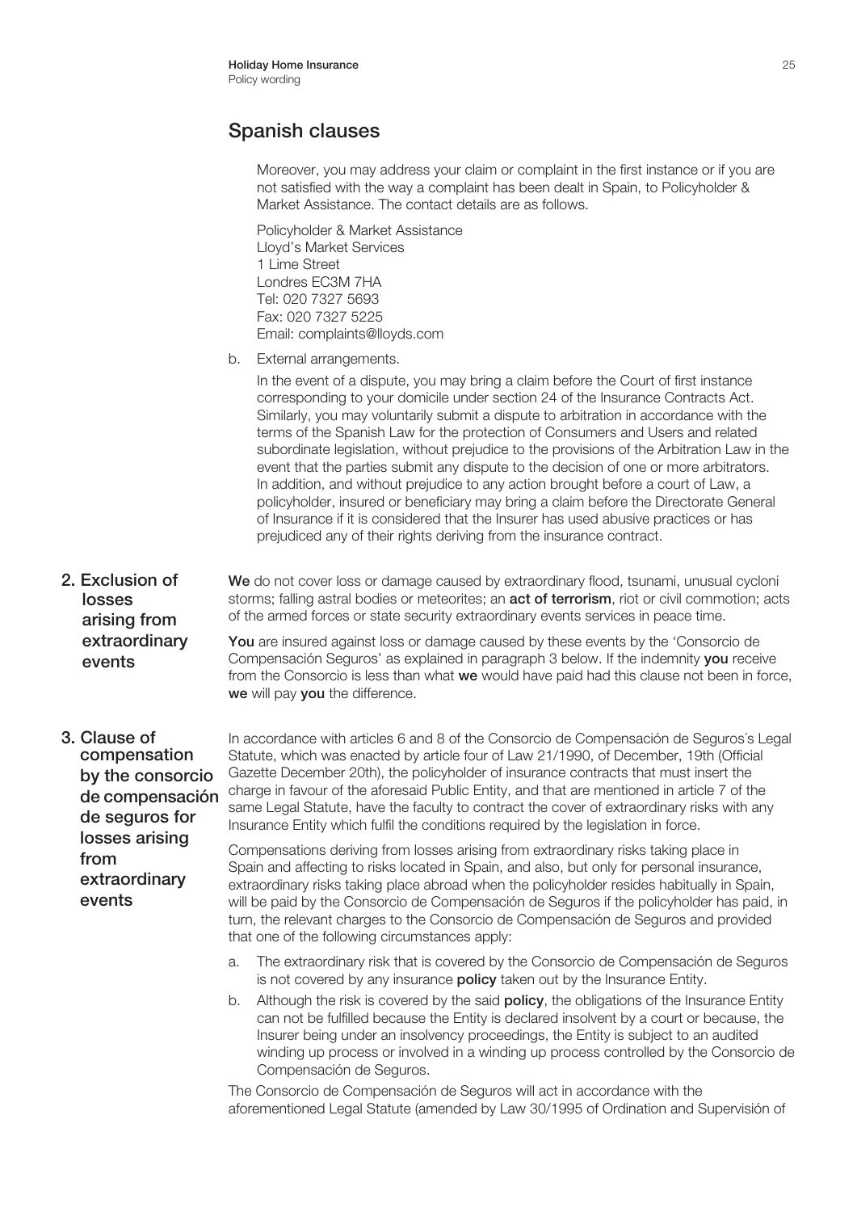## Spanish clauses

Moreover, you may address your claim or complaint in the first instance or if you are not satisfied with the way a complaint has been dealt in Spain, to Policyholder & Market Assistance. The contact details are as follows.

Policyholder & Market Assistance
Lloyd's Market Services
1 Lime Street
Londres EC3M 7HA
Tel: 020 7327 5693
Fax: 020 7327 5225
Email: complaints@lloyds.com

b. External arrangements.

In the event of a dispute, you may bring a claim before the Court of first instance corresponding to your domicile under section 24 of the Insurance Contracts Act. Similarly, you may voluntarily submit a dispute to arbitration in accordance with the terms of the Spanish Law for the protection of Consumers and Users and related subordinate legislation, without prejudice to the provisions of the Arbitration Law in the event that the parties submit any dispute to the decision of one or more arbitrators. In addition, and without prejudice to any action brought before a court of Law, a policyholder, insured or beneficiary may bring a claim before the Directorate General of Insurance if it is considered that the Insurer has used abusive practices or has prejudiced any of their rights deriving from the insurance contract.

### 2. Exclusion of losses arising from extraordinary events

**We** do not cover loss or damage caused by extraordinary flood, tsunami, unusual cycloni storms; falling astral bodies or meteorites; an **act of terrorism**, riot or civil commotion; acts of the armed forces or state security extraordinary events services in peace time.

**You** are insured against loss or damage caused by these events by the 'Consorcio de Compensación Seguros' as explained in paragraph 3 below. If the indemnity **you** receive from the Consorcio is less than what **we** would have paid had this clause not been in force, **we** will pay **you** the difference.

### 3. Clause of compensation by the consorcio de compensación de seguros for losses arising from extraordinary events

In accordance with articles 6 and 8 of the Consorcio de Compensación de Seguros´s Legal Statute, which was enacted by article four of Law 21/1990, of December, 19th (Official Gazette December 20th), the policyholder of insurance contracts that must insert the charge in favour of the aforesaid Public Entity, and that are mentioned in article 7 of the same Legal Statute, have the faculty to contract the cover of extraordinary risks with any Insurance Entity which fulfil the conditions required by the legislation in force.

Compensations deriving from losses arising from extraordinary risks taking place in Spain and affecting to risks located in Spain, and also, but only for personal insurance, extraordinary risks taking place abroad when the policyholder resides habitually in Spain, will be paid by the Consorcio de Compensación de Seguros if the policyholder has paid, in turn, the relevant charges to the Consorcio de Compensación de Seguros and provided that one of the following circumstances apply:

a. The extraordinary risk that is covered by the Consorcio de Compensación de Seguros is not covered by any insurance **policy** taken out by the Insurance Entity.

b. Although the risk is covered by the said **policy**, the obligations of the Insurance Entity can not be fulfilled because the Entity is declared insolvent by a court or because, the Insurer being under an insolvency proceedings, the Entity is subject to an audited winding up process or involved in a winding up process controlled by the Consorcio de Compensación de Seguros.

The Consorcio de Compensación de Seguros will act in accordance with the aforementioned Legal Statute (amended by Law 30/1995 of Ordination and Supervisión of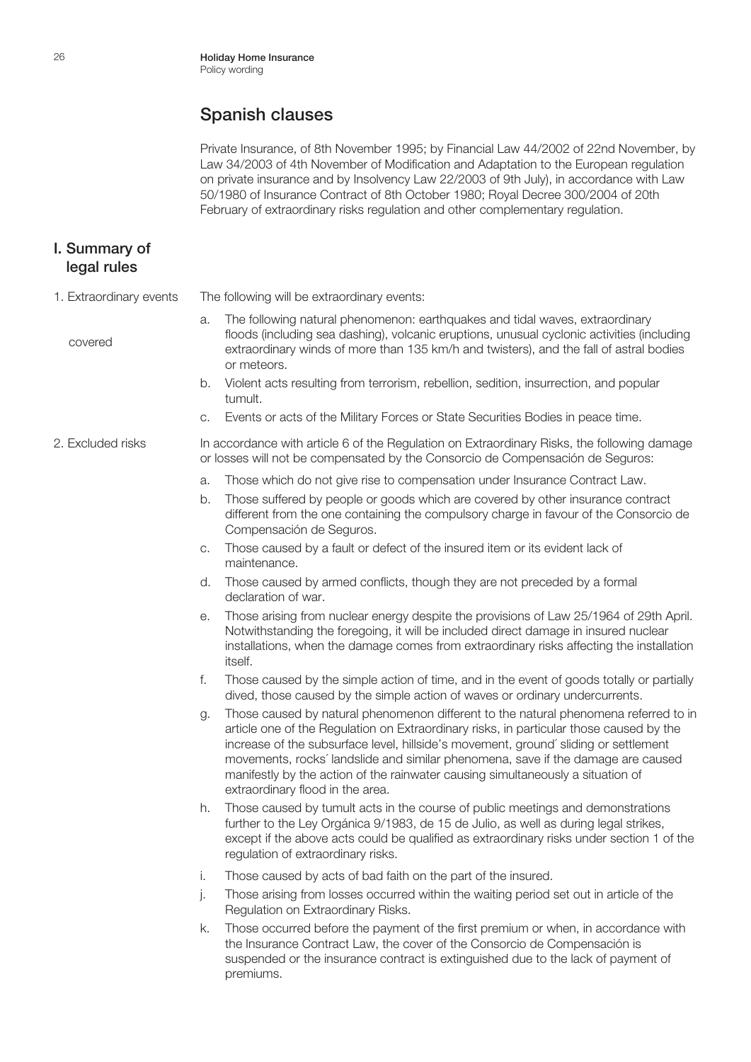## Spanish clauses

Private Insurance, of 8th November 1995; by Financial Law 44/2002 of 22nd November, by Law 34/2003 of 4th November of Modification and Adaptation to the European regulation on private insurance and by Insolvency Law 22/2003 of 9th July), in accordance with Law 50/1980 of Insurance Contract of 8th October 1980; Royal Decree 300/2004 of 20th February of extraordinary risks regulation and other complementary regulation.

## I. Summary of legal rules

### 1. Extraordinary events covered

The following will be extraordinary events:

a. The following natural phenomenon: earthquakes and tidal waves, extraordinary floods (including sea dashing), volcanic eruptions, unusual cyclonic activities (including extraordinary winds of more than 135 km/h and twisters), and the fall of astral bodies or meteors.

b. Violent acts resulting from terrorism, rebellion, sedition, insurrection, and popular tumult.

c. Events or acts of the Military Forces or State Securities Bodies in peace time.

### 2. Excluded risks

In accordance with article 6 of the Regulation on Extraordinary Risks, the following damage or losses will not be compensated by the Consorcio de Compensación de Seguros:

a. Those which do not give rise to compensation under Insurance Contract Law.

b. Those suffered by people or goods which are covered by other insurance contract different from the one containing the compulsory charge in favour of the Consorcio de Compensación de Seguros.

c. Those caused by a fault or defect of the insured item or its evident lack of maintenance.

d. Those caused by armed conflicts, though they are not preceded by a formal declaration of war.

e. Those arising from nuclear energy despite the provisions of Law 25/1964 of 29th April. Notwithstanding the foregoing, it will be included direct damage in insured nuclear installations, when the damage comes from extraordinary risks affecting the installation itself.

f. Those caused by the simple action of time, and in the event of goods totally or partially dived, those caused by the simple action of waves or ordinary undercurrents.

g. Those caused by natural phenomenon different to the natural phenomena referred to in article one of the Regulation on Extraordinary risks, in particular those caused by the increase of the subsurface level, hillside's movement, ground´ sliding or settlement movements, rocks´ landslide and similar phenomena, save if the damage are caused manifestly by the action of the rainwater causing simultaneously a situation of extraordinary flood in the area.

h. Those caused by tumult acts in the course of public meetings and demonstrations further to the Ley Orgánica 9/1983, de 15 de Julio, as well as during legal strikes, except if the above acts could be qualified as extraordinary risks under section 1 of the regulation of extraordinary risks.

i. Those caused by acts of bad faith on the part of the insured.

j. Those arising from losses occurred within the waiting period set out in article of the Regulation on Extraordinary Risks.

k. Those occurred before the payment of the first premium or when, in accordance with the Insurance Contract Law, the cover of the Consorcio de Compensación is suspended or the insurance contract is extinguished due to the lack of payment of premiums.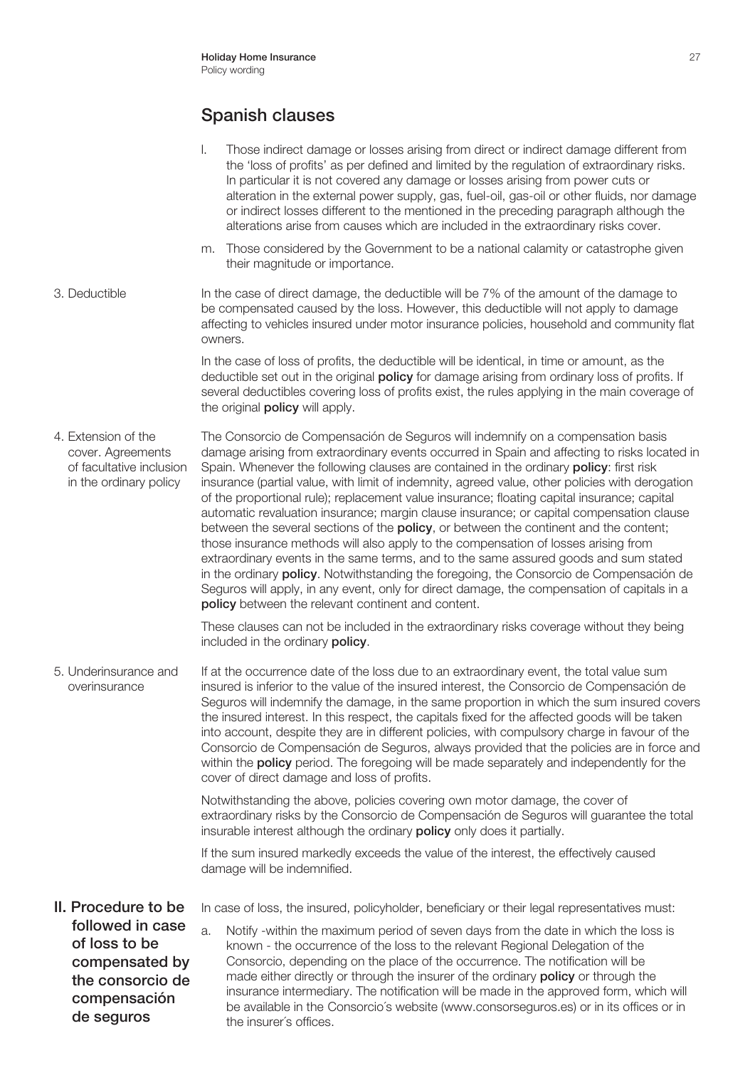## Spanish clauses

l. Those indirect damage or losses arising from direct or indirect damage different from the 'loss of profits' as per defined and limited by the regulation of extraordinary risks. In particular it is not covered any damage or losses arising from power cuts or alteration in the external power supply, gas, fuel-oil, gas-oil or other fluids, nor damage or indirect losses different to the mentioned in the preceding paragraph although the alterations arise from causes which are included in the extraordinary risks cover.

m. Those considered by the Government to be a national calamity or catastrophe given their magnitude or importance.

### 3. Deductible

In the case of direct damage, the deductible will be 7% of the amount of the damage to be compensated caused by the loss. However, this deductible will not apply to damage affecting to vehicles insured under motor insurance policies, household and community flat owners.

In the case of loss of profits, the deductible will be identical, in time or amount, as the deductible set out in the original **policy** for damage arising from ordinary loss of profits. If several deductibles covering loss of profits exist, the rules applying in the main coverage of the original **policy** will apply.

### 4. Extension of the cover. Agreements of facultative inclusion in the ordinary policy

The Consorcio de Compensación de Seguros will indemnify on a compensation basis damage arising from extraordinary events occurred in Spain and affecting to risks located in Spain. Whenever the following clauses are contained in the ordinary **policy**: first risk insurance (partial value, with limit of indemnity, agreed value, other policies with derogation of the proportional rule); replacement value insurance; floating capital insurance; capital automatic revaluation insurance; margin clause insurance; or capital compensation clause between the several sections of the **policy**, or between the continent and the content; those insurance methods will also apply to the compensation of losses arising from extraordinary events in the same terms, and to the same assured goods and sum stated in the ordinary **policy**. Notwithstanding the foregoing, the Consorcio de Compensación de Seguros will apply, in any event, only for direct damage, the compensation of capitals in a **policy** between the relevant continent and content.

These clauses can not be included in the extraordinary risks coverage without they being included in the ordinary **policy**.

### 5. Underinsurance and overinsurance

If at the occurrence date of the loss due to an extraordinary event, the total value sum insured is inferior to the value of the insured interest, the Consorcio de Compensación de Seguros will indemnify the damage, in the same proportion in which the sum insured covers the insured interest. In this respect, the capitals fixed for the affected goods will be taken into account, despite they are in different policies, with compulsory charge in favour of the Consorcio de Compensación de Seguros, always provided that the policies are in force and within the **policy** period. The foregoing will be made separately and independently for the cover of direct damage and loss of profits.

Notwithstanding the above, policies covering own motor damage, the cover of extraordinary risks by the Consorcio de Compensación de Seguros will guarantee the total insurable interest although the ordinary **policy** only does it partially.

If the sum insured markedly exceeds the value of the interest, the effectively caused damage will be indemnified.

## II. Procedure to be followed in case of loss to be compensated by the consorcio de compensación de seguros

In case of loss, the insured, policyholder, beneficiary or their legal representatives must:

a. Notify -within the maximum period of seven days from the date in which the loss is known - the occurrence of the loss to the relevant Regional Delegation of the Consorcio, depending on the place of the occurrence. The notification will be made either directly or through the insurer of the ordinary **policy** or through the insurance intermediary. The notification will be made in the approved form, which will be available in the Consorcio´s website (www.consorseguros.es) or in its offices or in the insurer´s offices.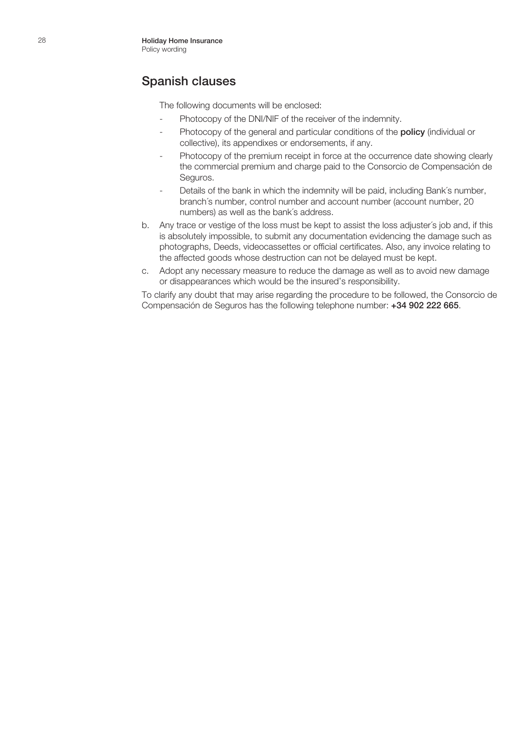## Spanish clauses

The following documents will be enclosed:

- Photocopy of the DNI/NIF of the receiver of the indemnity.
- Photocopy of the general and particular conditions of the **policy** (individual or collective), its appendixes or endorsements, if any.
- Photocopy of the premium receipt in force at the occurrence date showing clearly the commercial premium and charge paid to the Consorcio de Compensación de Seguros.
- Details of the bank in which the indemnity will be paid, including Bank´s number, branch´s number, control number and account number (account number, 20 numbers) as well as the bank´s address.

b. Any trace or vestige of the loss must be kept to assist the loss adjuster´s job and, if this is absolutely impossible, to submit any documentation evidencing the damage such as photographs, Deeds, videocassettes or official certificates. Also, any invoice relating to the affected goods whose destruction can not be delayed must be kept.

c. Adopt any necessary measure to reduce the damage as well as to avoid new damage or disappearances which would be the insured's responsibility.

To clarify any doubt that may arise regarding the procedure to be followed, the Consorcio de Compensación de Seguros has the following telephone number: **+34 902 222 665**.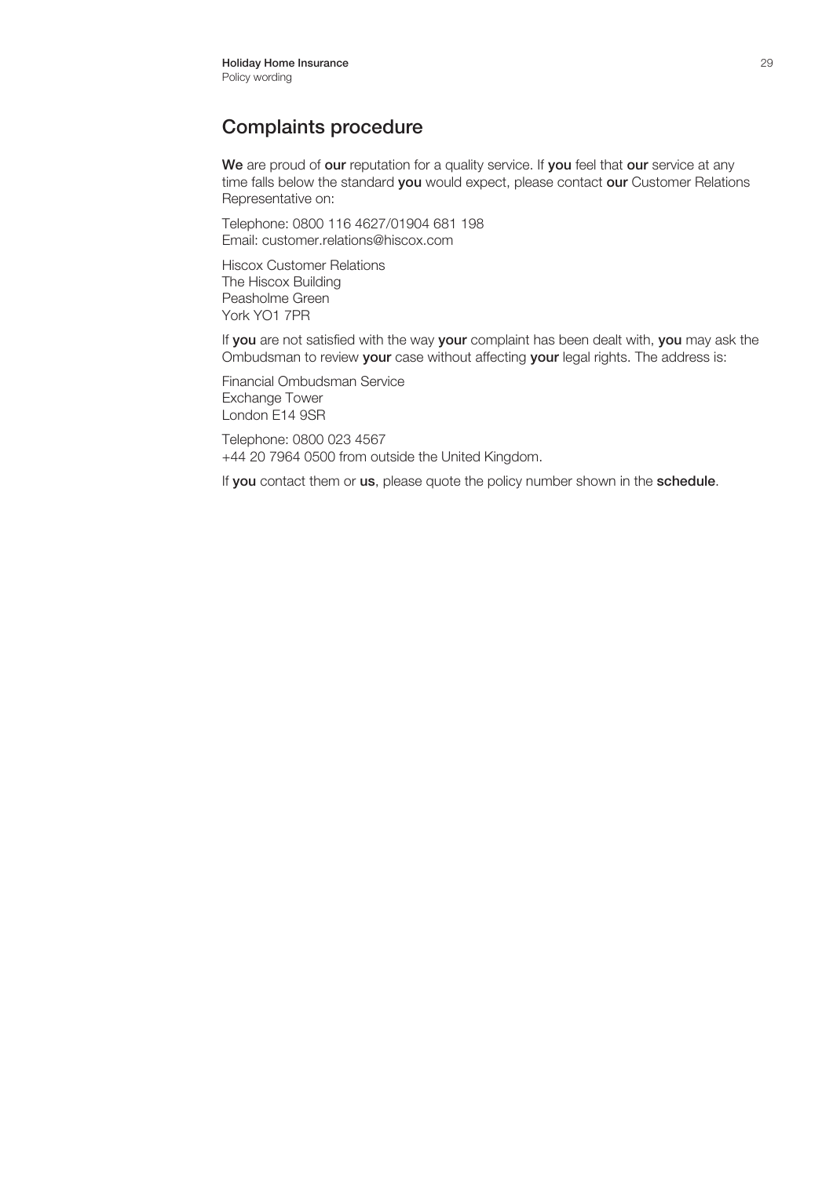# Complaints procedure

**We** are proud of **our** reputation for a quality service. If **you** feel that **our** service at any time falls below the standard **you** would expect, please contact **our** Customer Relations Representative on:

Telephone: 0800 116 4627/01904 681 198
Email: customer.relations@hiscox.com

Hiscox Customer Relations
The Hiscox Building
Peasholme Green
York YO1 7PR

If **you** are not satisfied with the way **your** complaint has been dealt with, **you** may ask the Ombudsman to review **your** case without affecting **your** legal rights. The address is:

Financial Ombudsman Service
Exchange Tower
London E14 9SR

Telephone: 0800 023 4567
+44 20 7964 0500 from outside the United Kingdom.

If **you** contact them or **us**, please quote the policy number shown in the **schedule**.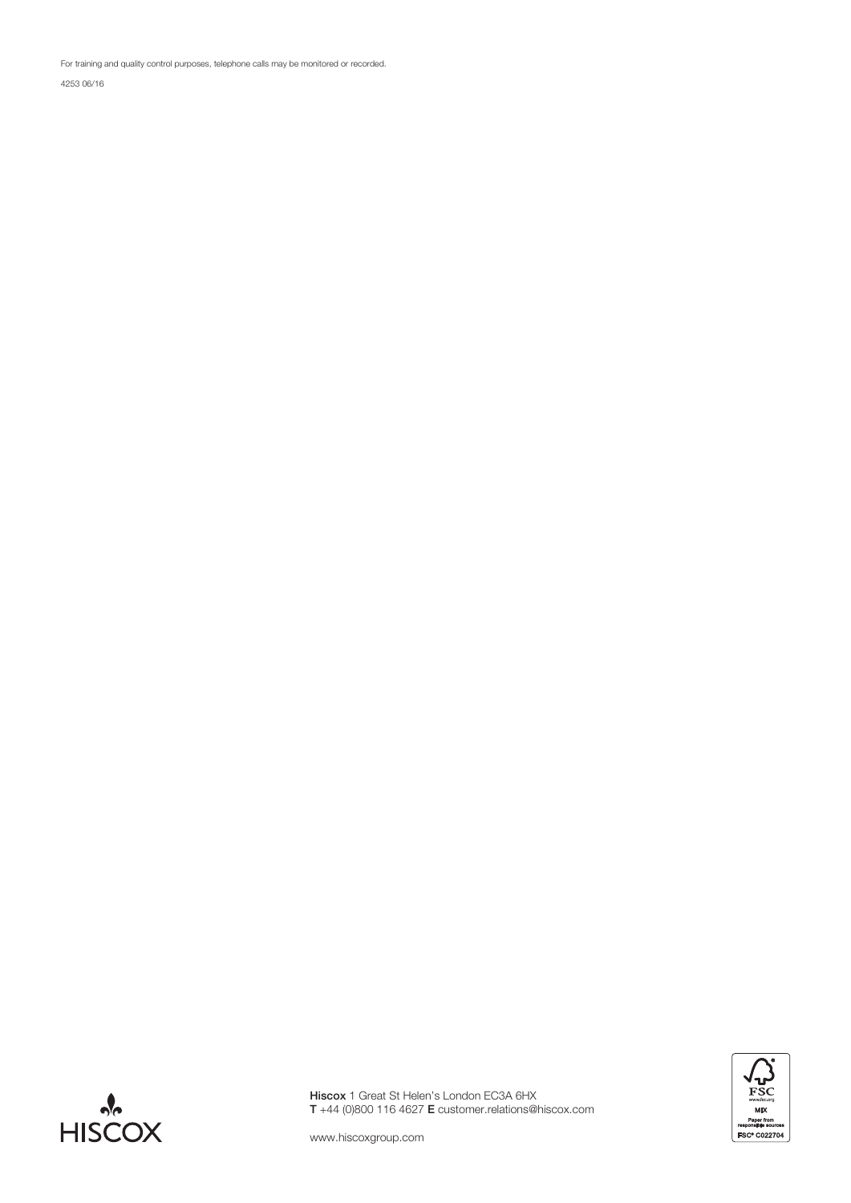For training and quality control purposes, telephone calls may be monitored or recorded.

4253 06/16

HISCOX

**Hiscox** 1 Great St Helen's London EC3A 6HX
**T** +44 (0)800 116 4627 **E** customer.relations@hiscox.com

www.hiscoxgroup.com

FSC
www.fsc.org
MIX
Paper from responsible sources
FSC® C022704